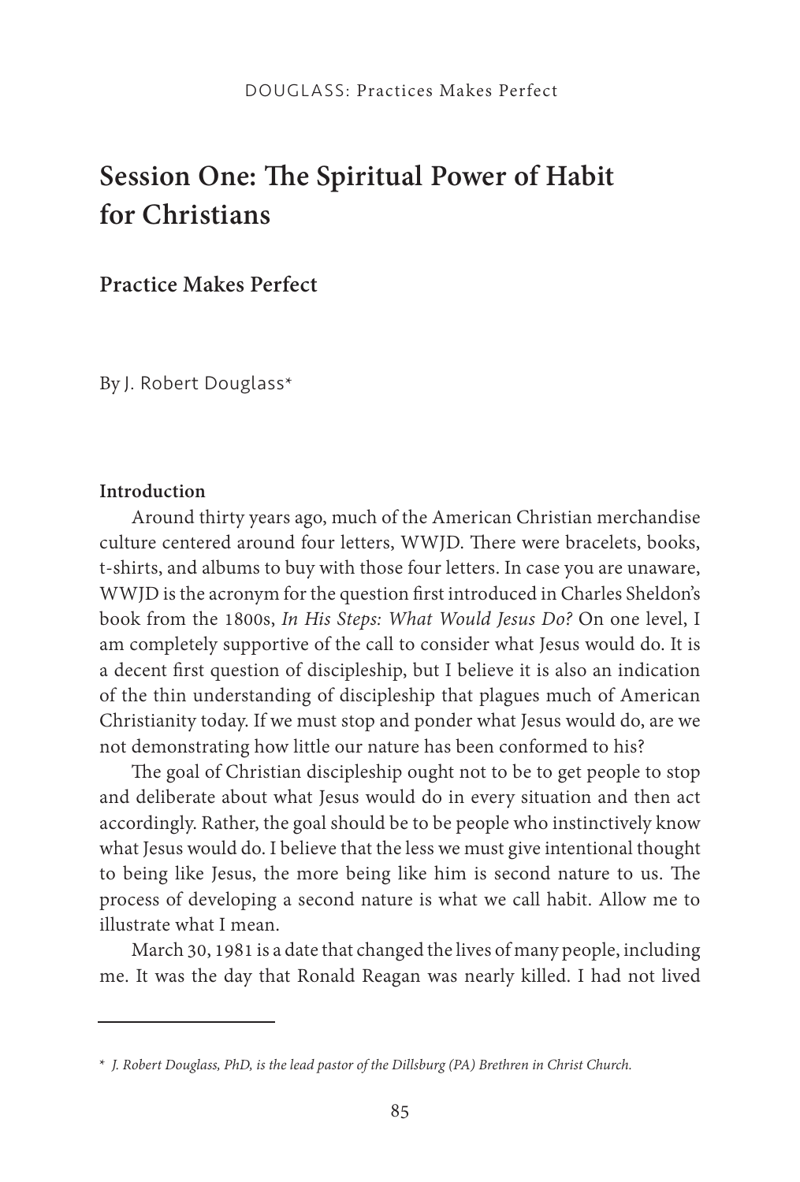# Session One: The Spiritual Power of Habit for Christians

## Practice Makes Perfect

By J. Robert Douglass*

**Introduction**

Around thirty years ago, much of the American Christian merchandise culture centered around four letters, WWJD. There were bracelets, books, t-shirts, and albums to buy with those four letters. In case you are unaware, WWJD is the acronym for the question first introduced in Charles Sheldon's book from the 1800s, *In His Steps: What Would Jesus Do?* On one level, I am completely supportive of the call to consider what Jesus would do. It is a decent first question of discipleship, but I believe it is also an indication of the thin understanding of discipleship that plagues much of American Christianity today. If we must stop and ponder what Jesus would do, are we not demonstrating how little our nature has been conformed to his?

The goal of Christian discipleship ought not to be to get people to stop and deliberate about what Jesus would do in every situation and then act accordingly. Rather, the goal should be to be people who instinctively know what Jesus would do. I believe that the less we must give intentional thought to being like Jesus, the more being like him is second nature to us. The process of developing a second nature is what we call habit. Allow me to illustrate what I mean.

March 30, 1981 is a date that changed the lives of many people, including me. It was the day that Ronald Reagan was nearly killed. I had not lived

---

\* *J. Robert Douglass, PhD, is the lead pastor of the Dillsburg (PA) Brethren in Christ Church.*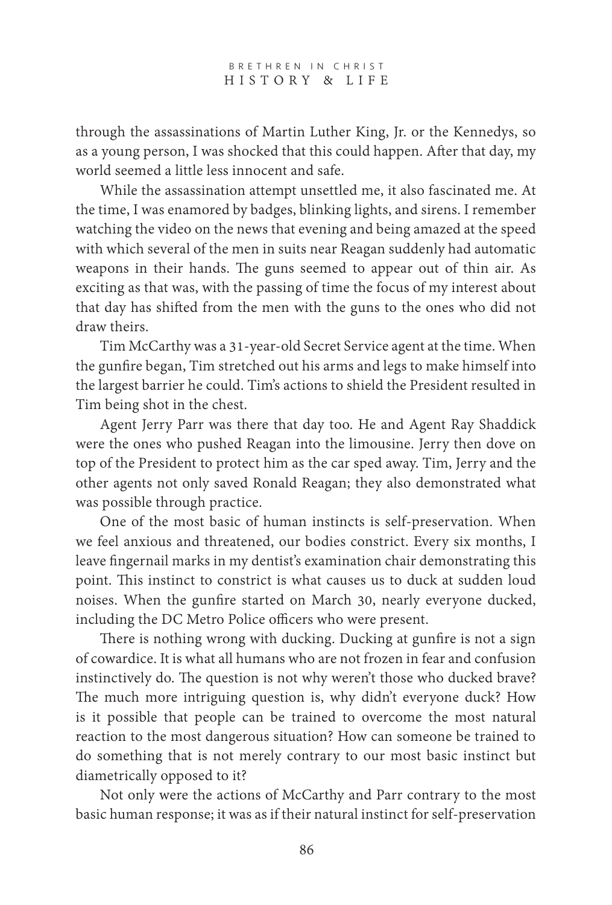through the assassinations of Martin Luther King, Jr. or the Kennedys, so as a young person, I was shocked that this could happen. After that day, my world seemed a little less innocent and safe.

While the assassination attempt unsettled me, it also fascinated me. At the time, I was enamored by badges, blinking lights, and sirens. I remember watching the video on the news that evening and being amazed at the speed with which several of the men in suits near Reagan suddenly had automatic weapons in their hands. The guns seemed to appear out of thin air. As exciting as that was, with the passing of time the focus of my interest about that day has shifted from the men with the guns to the ones who did not draw theirs.

Tim McCarthy was a 31-year-old Secret Service agent at the time. When the gunfire began, Tim stretched out his arms and legs to make himself into the largest barrier he could. Tim's actions to shield the President resulted in Tim being shot in the chest.

Agent Jerry Parr was there that day too. He and Agent Ray Shaddick were the ones who pushed Reagan into the limousine. Jerry then dove on top of the President to protect him as the car sped away. Tim, Jerry and the other agents not only saved Ronald Reagan; they also demonstrated what was possible through practice.

One of the most basic of human instincts is self-preservation. When we feel anxious and threatened, our bodies constrict. Every six months, I leave fingernail marks in my dentist's examination chair demonstrating this point. This instinct to constrict is what causes us to duck at sudden loud noises. When the gunfire started on March 30, nearly everyone ducked, including the DC Metro Police officers who were present.

There is nothing wrong with ducking. Ducking at gunfire is not a sign of cowardice. It is what all humans who are not frozen in fear and confusion instinctively do. The question is not why weren't those who ducked brave? The much more intriguing question is, why didn't everyone duck? How is it possible that people can be trained to overcome the most natural reaction to the most dangerous situation? How can someone be trained to do something that is not merely contrary to our most basic instinct but diametrically opposed to it?

Not only were the actions of McCarthy and Parr contrary to the most basic human response; it was as if their natural instinct for self-preservation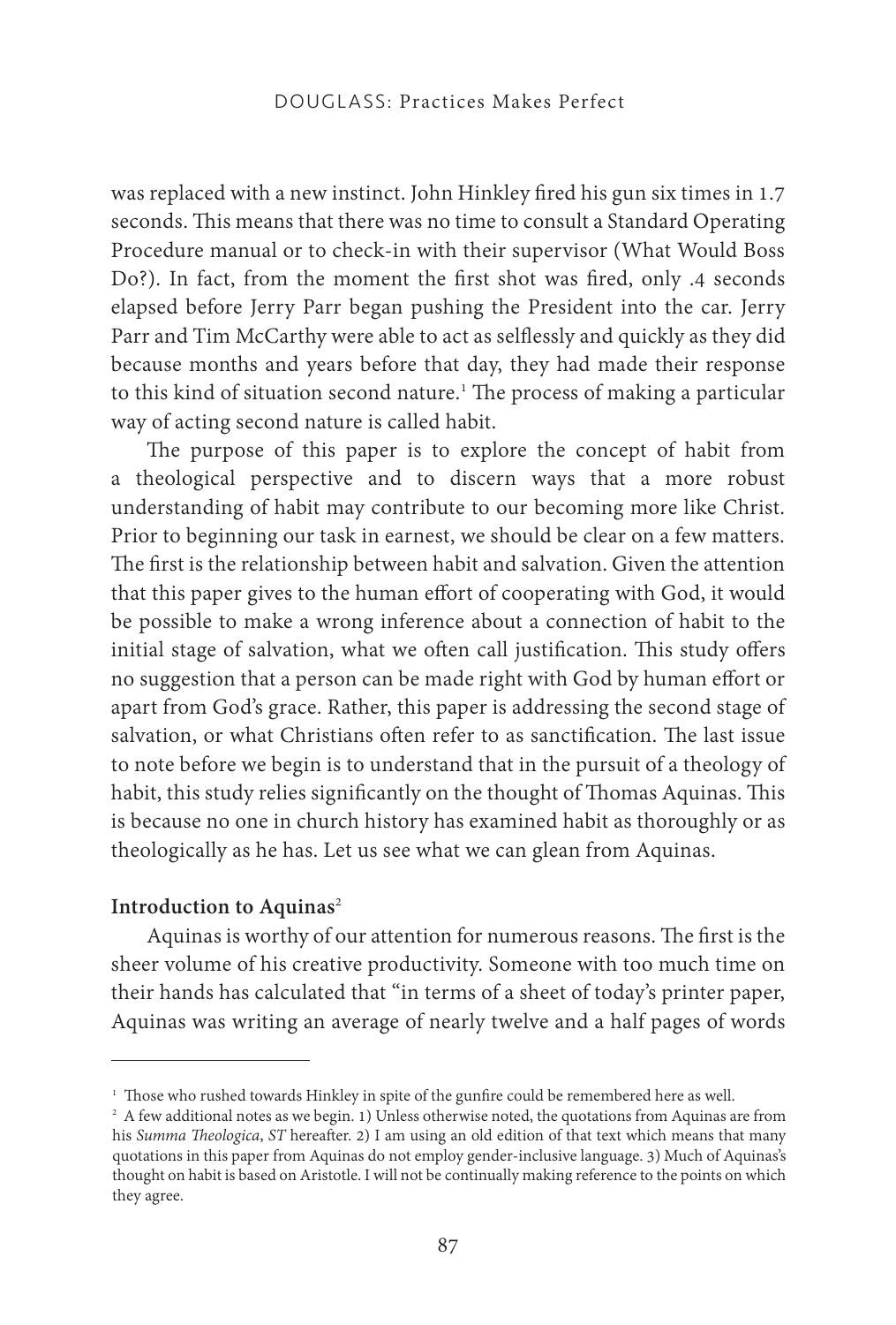was replaced with a new instinct. John Hinkley fired his gun six times in 1.7 seconds. This means that there was no time to consult a Standard Operating Procedure manual or to check-in with their supervisor (What Would Boss Do?). In fact, from the moment the first shot was fired, only .4 seconds elapsed before Jerry Parr began pushing the President into the car. Jerry Parr and Tim McCarthy were able to act as selflessly and quickly as they did because months and years before that day, they had made their response to this kind of situation second nature.[1] The process of making a particular way of acting second nature is called habit.

The purpose of this paper is to explore the concept of habit from a theological perspective and to discern ways that a more robust understanding of habit may contribute to our becoming more like Christ. Prior to beginning our task in earnest, we should be clear on a few matters. The first is the relationship between habit and salvation. Given the attention that this paper gives to the human effort of cooperating with God, it would be possible to make a wrong inference about a connection of habit to the initial stage of salvation, what we often call justification. This study offers no suggestion that a person can be made right with God by human effort or apart from God's grace. Rather, this paper is addressing the second stage of salvation, or what Christians often refer to as sanctification. The last issue to note before we begin is to understand that in the pursuit of a theology of habit, this study relies significantly on the thought of Thomas Aquinas. This is because no one in church history has examined habit as thoroughly or as theologically as he has. Let us see what we can glean from Aquinas.

**Introduction to Aquinas**[2]

Aquinas is worthy of our attention for numerous reasons. The first is the sheer volume of his creative productivity. Someone with too much time on their hands has calculated that "in terms of a sheet of today's printer paper, Aquinas was writing an average of nearly twelve and a half pages of words

---

[1] Those who rushed towards Hinkley in spite of the gunfire could be remembered here as well.

[2] A few additional notes as we begin. 1) Unless otherwise noted, the quotations from Aquinas are from his *Summa Theologica*, *ST* hereafter. 2) I am using an old edition of that text which means that many quotations in this paper from Aquinas do not employ gender-inclusive language. 3) Much of Aquinas's thought on habit is based on Aristotle. I will not be continually making reference to the points on which they agree.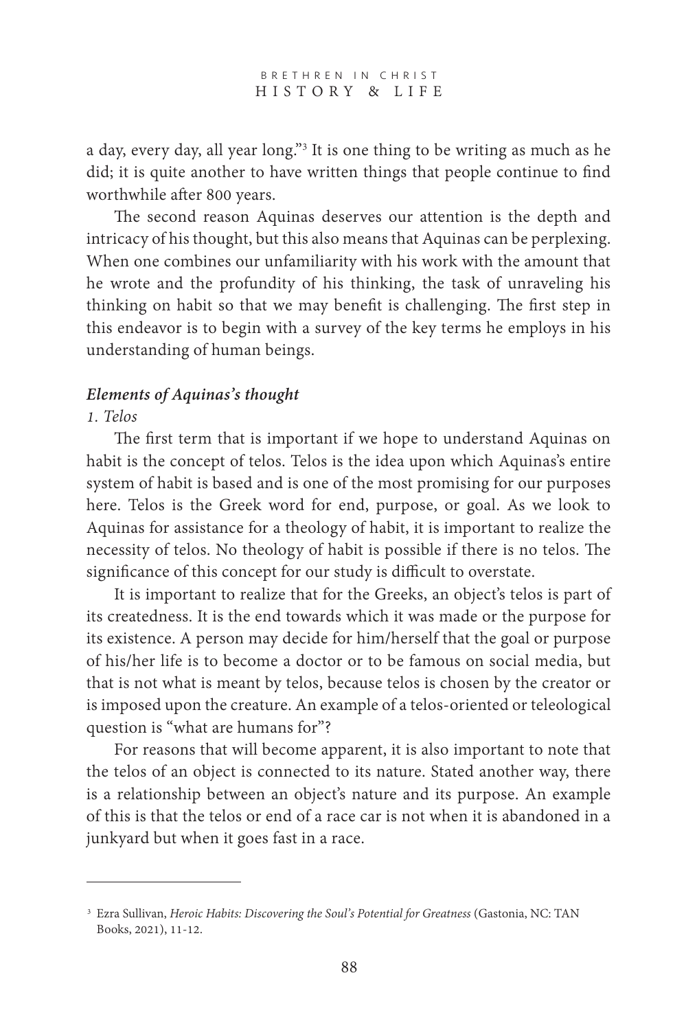a day, every day, all year long."[3] It is one thing to be writing as much as he did; it is quite another to have written things that people continue to find worthwhile after 800 years.

The second reason Aquinas deserves our attention is the depth and intricacy of his thought, but this also means that Aquinas can be perplexing. When one combines our unfamiliarity with his work with the amount that he wrote and the profundity of his thinking, the task of unraveling his thinking on habit so that we may benefit is challenging. The first step in this endeavor is to begin with a survey of the key terms he employs in his understanding of human beings.

### *Elements of Aquinas's thought*

*1. Telos*

The first term that is important if we hope to understand Aquinas on habit is the concept of telos. Telos is the idea upon which Aquinas's entire system of habit is based and is one of the most promising for our purposes here. Telos is the Greek word for end, purpose, or goal. As we look to Aquinas for assistance for a theology of habit, it is important to realize the necessity of telos. No theology of habit is possible if there is no telos. The significance of this concept for our study is difficult to overstate.

It is important to realize that for the Greeks, an object's telos is part of its createdness. It is the end towards which it was made or the purpose for its existence. A person may decide for him/herself that the goal or purpose of his/her life is to become a doctor or to be famous on social media, but that is not what is meant by telos, because telos is chosen by the creator or is imposed upon the creature. An example of a telos-oriented or teleological question is "what are humans for"?

For reasons that will become apparent, it is also important to note that the telos of an object is connected to its nature. Stated another way, there is a relationship between an object's nature and its purpose. An example of this is that the telos or end of a race car is not when it is abandoned in a junkyard but when it goes fast in a race.

---

[3] Ezra Sullivan, *Heroic Habits: Discovering the Soul's Potential for Greatness* (Gastonia, NC: TAN Books, 2021), 11-12.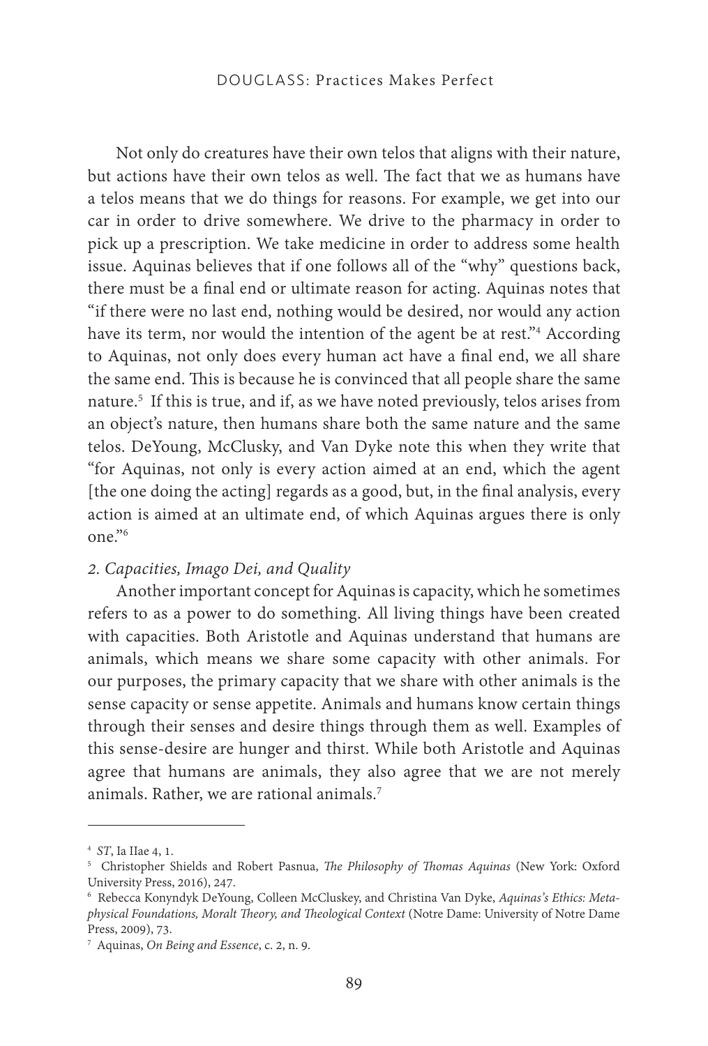Not only do creatures have their own telos that aligns with their nature, but actions have their own telos as well. The fact that we as humans have a telos means that we do things for reasons. For example, we get into our car in order to drive somewhere. We drive to the pharmacy in order to pick up a prescription. We take medicine in order to address some health issue. Aquinas believes that if one follows all of the "why" questions back, there must be a final end or ultimate reason for acting. Aquinas notes that "if there were no last end, nothing would be desired, nor would any action have its term, nor would the intention of the agent be at rest."[4] According to Aquinas, not only does every human act have a final end, we all share the same end. This is because he is convinced that all people share the same nature.[5] If this is true, and if, as we have noted previously, telos arises from an object's nature, then humans share both the same nature and the same telos. DeYoung, McClusky, and Van Dyke note this when they write that "for Aquinas, not only is every action aimed at an end, which the agent [the one doing the acting] regards as a good, but, in the final analysis, every action is aimed at an ultimate end, of which Aquinas argues there is only one."[6]

### *2. Capacities, Imago Dei, and Quality*

Another important concept for Aquinas is capacity, which he sometimes refers to as a power to do something. All living things have been created with capacities. Both Aristotle and Aquinas understand that humans are animals, which means we share some capacity with other animals. For our purposes, the primary capacity that we share with other animals is the sense capacity or sense appetite. Animals and humans know certain things through their senses and desire things through them as well. Examples of this sense-desire are hunger and thirst. While both Aristotle and Aquinas agree that humans are animals, they also agree that we are not merely animals. Rather, we are rational animals.[7]

---

[4] *ST*, Ia IIae 4, 1.

[5] Christopher Shields and Robert Pasnua, *The Philosophy of Thomas Aquinas* (New York: Oxford University Press, 2016), 247.

[6] Rebecca Konyndyk DeYoung, Colleen McCluskey, and Christina Van Dyke, *Aquinas's Ethics: Metaphysical Foundations, Moralt Theory, and Theological Context* (Notre Dame: University of Notre Dame Press, 2009), 73.

[7] Aquinas, *On Being and Essence*, c. 2, n. 9.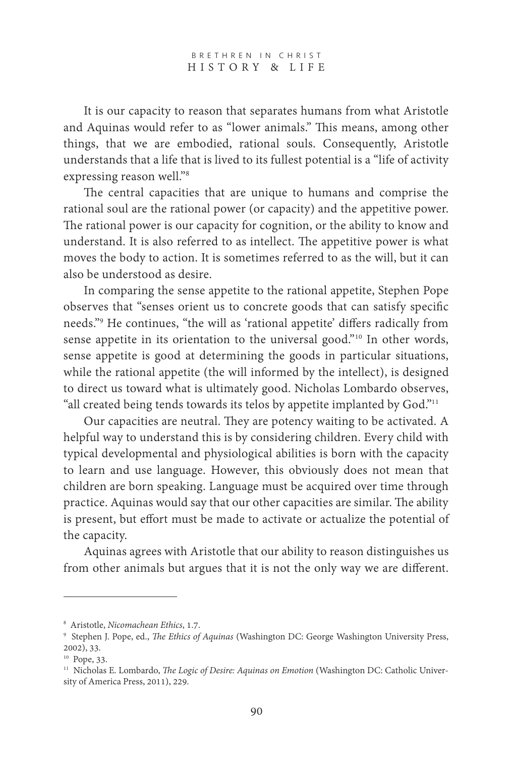It is our capacity to reason that separates humans from what Aristotle and Aquinas would refer to as "lower animals." This means, among other things, that we are embodied, rational souls. Consequently, Aristotle understands that a life that is lived to its fullest potential is a "life of activity expressing reason well."[8]

The central capacities that are unique to humans and comprise the rational soul are the rational power (or capacity) and the appetitive power. The rational power is our capacity for cognition, or the ability to know and understand. It is also referred to as intellect. The appetitive power is what moves the body to action. It is sometimes referred to as the will, but it can also be understood as desire.

In comparing the sense appetite to the rational appetite, Stephen Pope observes that "senses orient us to concrete goods that can satisfy specific needs."[9] He continues, "the will as 'rational appetite' differs radically from sense appetite in its orientation to the universal good."[10] In other words, sense appetite is good at determining the goods in particular situations, while the rational appetite (the will informed by the intellect), is designed to direct us toward what is ultimately good. Nicholas Lombardo observes, "all created being tends towards its telos by appetite implanted by God."[11]

Our capacities are neutral. They are potency waiting to be activated. A helpful way to understand this is by considering children. Every child with typical developmental and physiological abilities is born with the capacity to learn and use language. However, this obviously does not mean that children are born speaking. Language must be acquired over time through practice. Aquinas would say that our other capacities are similar. The ability is present, but effort must be made to activate or actualize the potential of the capacity.

Aquinas agrees with Aristotle that our ability to reason distinguishes us from other animals but argues that it is not the only way we are different.

---

[8] Aristotle, *Nicomachean Ethics*, 1.7.

[9] Stephen J. Pope, ed., *The Ethics of Aquinas* (Washington DC: George Washington University Press, 2002), 33.

[10] Pope, 33.

[11] Nicholas E. Lombardo, *The Logic of Desire: Aquinas on Emotion* (Washington DC: Catholic University of America Press, 2011), 229.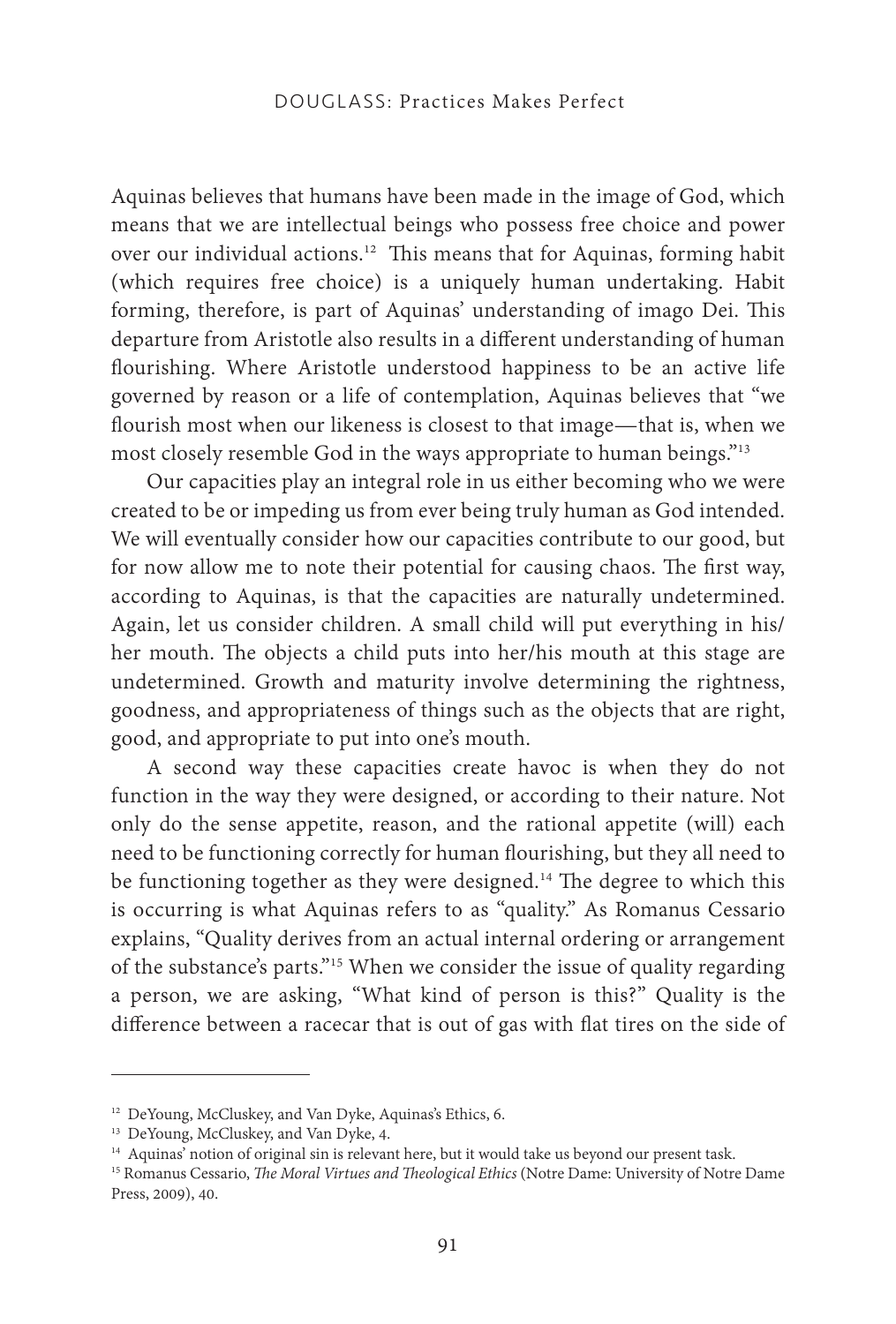Aquinas believes that humans have been made in the image of God, which means that we are intellectual beings who possess free choice and power over our individual actions.[12] This means that for Aquinas, forming habit (which requires free choice) is a uniquely human undertaking. Habit forming, therefore, is part of Aquinas' understanding of imago Dei. This departure from Aristotle also results in a different understanding of human flourishing. Where Aristotle understood happiness to be an active life governed by reason or a life of contemplation, Aquinas believes that "we flourish most when our likeness is closest to that image—that is, when we most closely resemble God in the ways appropriate to human beings."[13]

Our capacities play an integral role in us either becoming who we were created to be or impeding us from ever being truly human as God intended. We will eventually consider how our capacities contribute to our good, but for now allow me to note their potential for causing chaos. The first way, according to Aquinas, is that the capacities are naturally undetermined. Again, let us consider children. A small child will put everything in his/her mouth. The objects a child puts into her/his mouth at this stage are undetermined. Growth and maturity involve determining the rightness, goodness, and appropriateness of things such as the objects that are right, good, and appropriate to put into one's mouth.

A second way these capacities create havoc is when they do not function in the way they were designed, or according to their nature. Not only do the sense appetite, reason, and the rational appetite (will) each need to be functioning correctly for human flourishing, but they all need to be functioning together as they were designed.[14] The degree to which this is occurring is what Aquinas refers to as "quality." As Romanus Cessario explains, "Quality derives from an actual internal ordering or arrangement of the substance's parts."[15] When we consider the issue of quality regarding a person, we are asking, "What kind of person is this?" Quality is the difference between a racecar that is out of gas with flat tires on the side of

---

[12] DeYoung, McCluskey, and Van Dyke, Aquinas's Ethics, 6.

[13] DeYoung, McCluskey, and Van Dyke, 4.

[14] Aquinas' notion of original sin is relevant here, but it would take us beyond our present task.

[15] Romanus Cessario, *The Moral Virtues and Theological Ethics* (Notre Dame: University of Notre Dame Press, 2009), 40.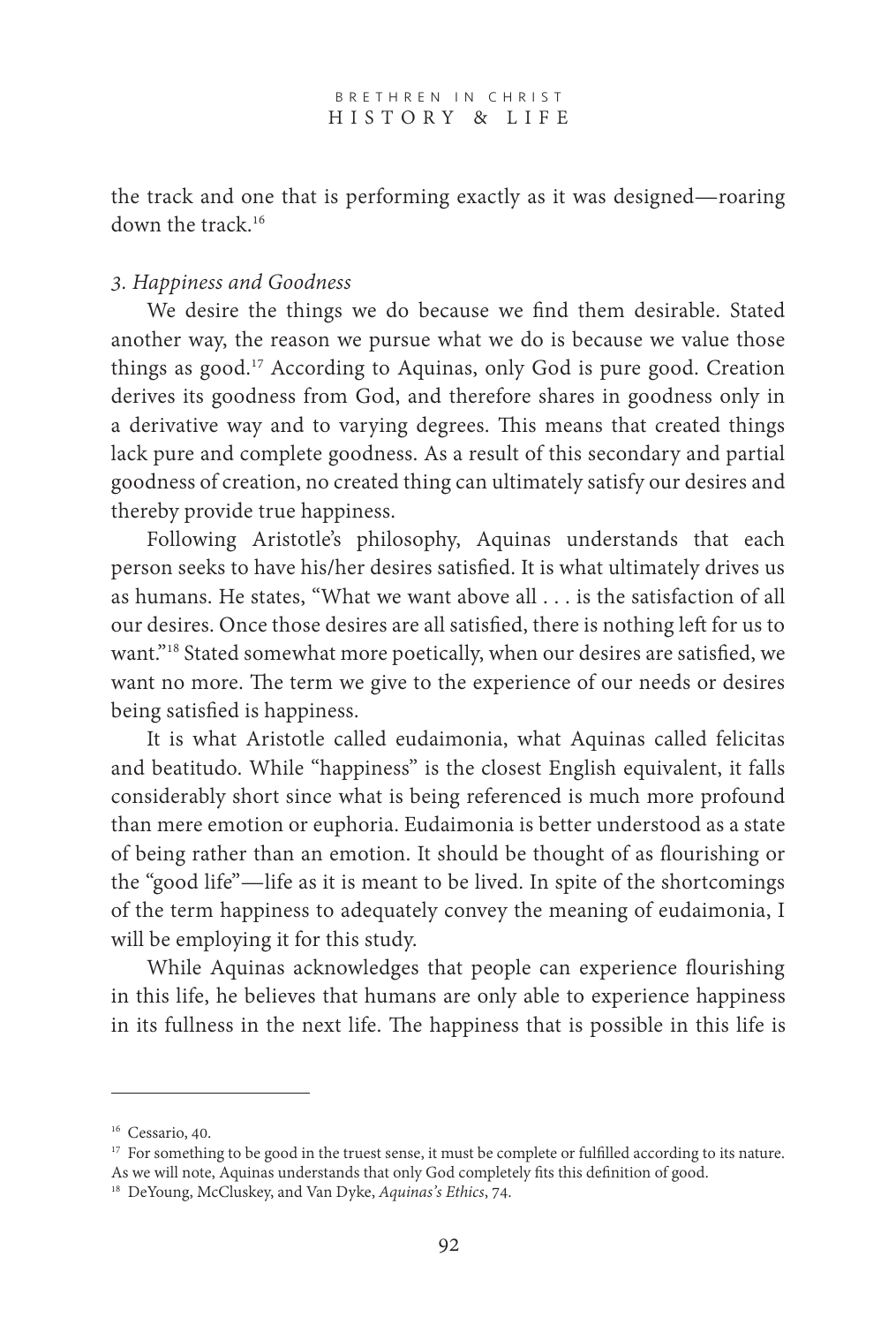the track and one that is performing exactly as it was designed—roaring down the track.[16]

*3. Happiness and Goodness*

We desire the things we do because we find them desirable. Stated another way, the reason we pursue what we do is because we value those things as good.[17] According to Aquinas, only God is pure good. Creation derives its goodness from God, and therefore shares in goodness only in a derivative way and to varying degrees. This means that created things lack pure and complete goodness. As a result of this secondary and partial goodness of creation, no created thing can ultimately satisfy our desires and thereby provide true happiness.

Following Aristotle's philosophy, Aquinas understands that each person seeks to have his/her desires satisfied. It is what ultimately drives us as humans. He states, "What we want above all . . . is the satisfaction of all our desires. Once those desires are all satisfied, there is nothing left for us to want."[18] Stated somewhat more poetically, when our desires are satisfied, we want no more. The term we give to the experience of our needs or desires being satisfied is happiness.

It is what Aristotle called eudaimonia, what Aquinas called felicitas and beatitudo. While "happiness" is the closest English equivalent, it falls considerably short since what is being referenced is much more profound than mere emotion or euphoria. Eudaimonia is better understood as a state of being rather than an emotion. It should be thought of as flourishing or the "good life"—life as it is meant to be lived. In spite of the shortcomings of the term happiness to adequately convey the meaning of eudaimonia, I will be employing it for this study.

While Aquinas acknowledges that people can experience flourishing in this life, he believes that humans are only able to experience happiness in its fullness in the next life. The happiness that is possible in this life is

---

[16] Cessario, 40.

[17] For something to be good in the truest sense, it must be complete or fulfilled according to its nature. As we will note, Aquinas understands that only God completely fits this definition of good.

[18] DeYoung, McCluskey, and Van Dyke, *Aquinas's Ethics*, 74.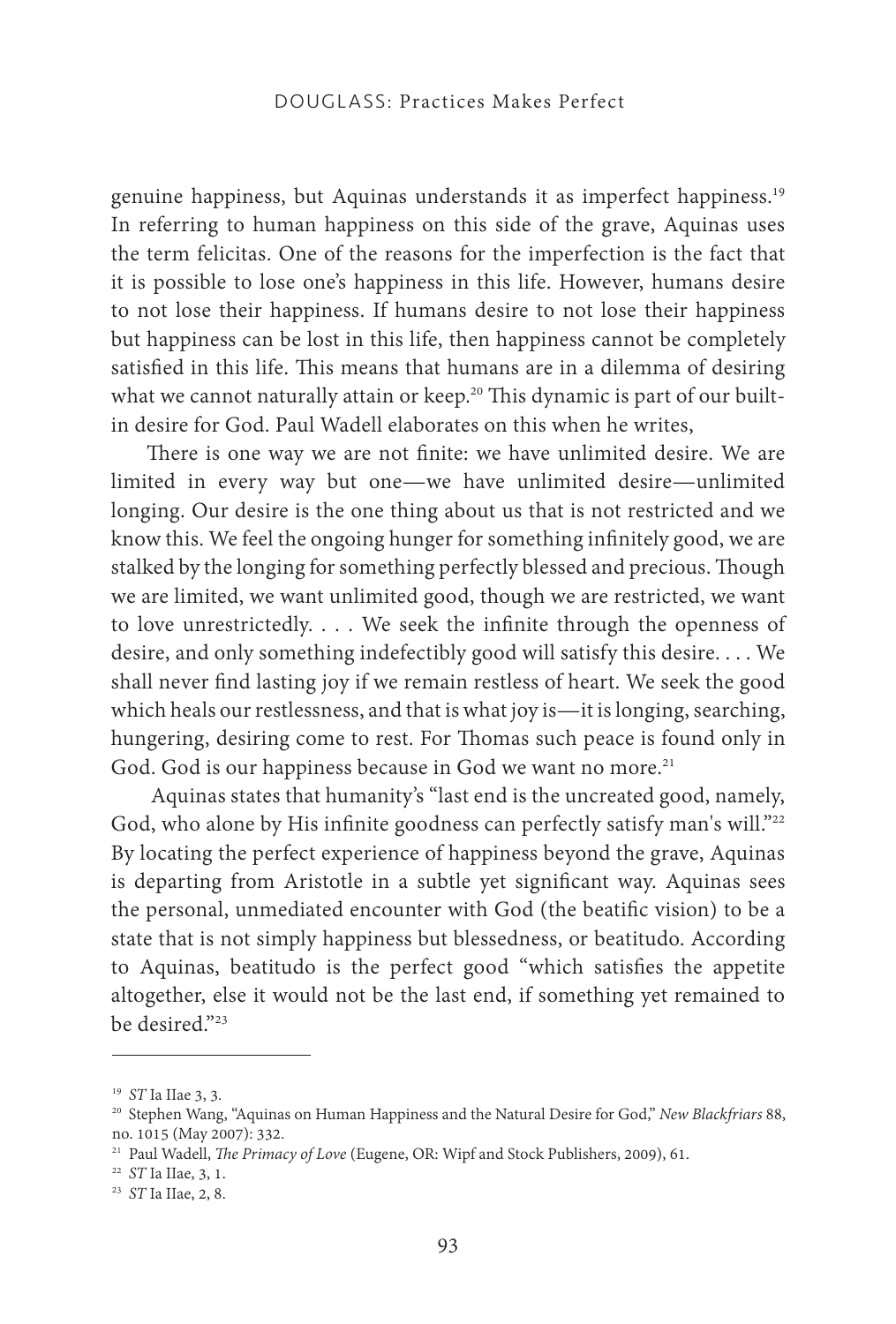genuine happiness, but Aquinas understands it as imperfect happiness.[19] In referring to human happiness on this side of the grave, Aquinas uses the term felicitas. One of the reasons for the imperfection is the fact that it is possible to lose one's happiness in this life. However, humans desire to not lose their happiness. If humans desire to not lose their happiness but happiness can be lost in this life, then happiness cannot be completely satisfied in this life. This means that humans are in a dilemma of desiring what we cannot naturally attain or keep.[20] This dynamic is part of our built-in desire for God. Paul Wadell elaborates on this when he writes,

> There is one way we are not finite: we have unlimited desire. We are limited in every way but one—we have unlimited desire—unlimited longing. Our desire is the one thing about us that is not restricted and we know this. We feel the ongoing hunger for something infinitely good, we are stalked by the longing for something perfectly blessed and precious. Though we are limited, we want unlimited good, though we are restricted, we want to love unrestrictedly. . . . We seek the infinite through the openness of desire, and only something indefectibly good will satisfy this desire. . . . We shall never find lasting joy if we remain restless of heart. We seek the good which heals our restlessness, and that is what joy is—it is longing, searching, hungering, desiring come to rest. For Thomas such peace is found only in God. God is our happiness because in God we want no more.[21]

Aquinas states that humanity's "last end is the uncreated good, namely, God, who alone by His infinite goodness can perfectly satisfy man's will."[22] By locating the perfect experience of happiness beyond the grave, Aquinas is departing from Aristotle in a subtle yet significant way. Aquinas sees the personal, unmediated encounter with God (the beatific vision) to be a state that is not simply happiness but blessedness, or beatitudo. According to Aquinas, beatitudo is the perfect good "which satisfies the appetite altogether, else it would not be the last end, if something yet remained to be desired."[23]

---

[19] *ST* Ia IIae 3, 3.

[20] Stephen Wang, "Aquinas on Human Happiness and the Natural Desire for God," *New Blackfriars* 88, no. 1015 (May 2007): 332.

[21] Paul Wadell, *The Primacy of Love* (Eugene, OR: Wipf and Stock Publishers, 2009), 61.

[22] *ST* Ia IIae, 3, 1.

[23] *ST* Ia IIae, 2, 8.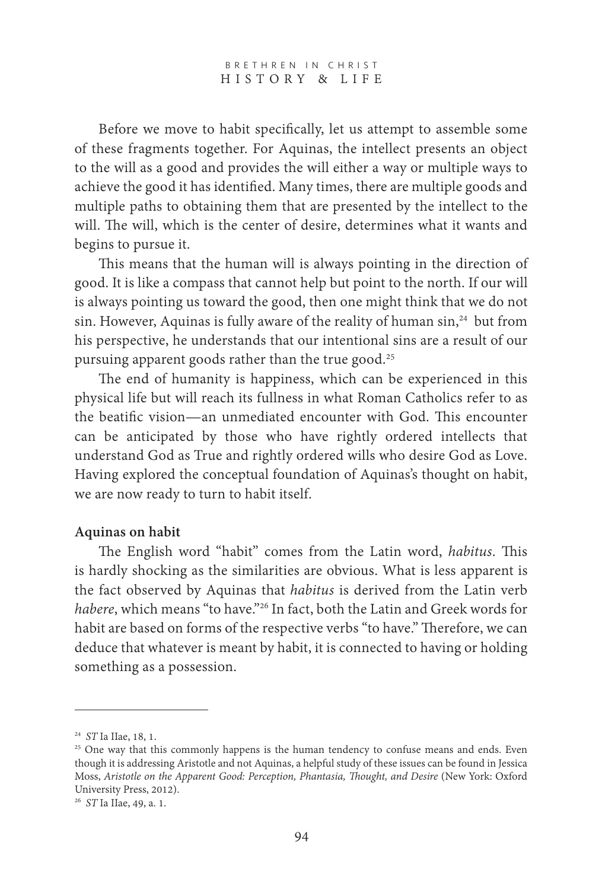Before we move to habit specifically, let us attempt to assemble some of these fragments together. For Aquinas, the intellect presents an object to the will as a good and provides the will either a way or multiple ways to achieve the good it has identified. Many times, there are multiple goods and multiple paths to obtaining them that are presented by the intellect to the will. The will, which is the center of desire, determines what it wants and begins to pursue it.

This means that the human will is always pointing in the direction of good. It is like a compass that cannot help but point to the north. If our will is always pointing us toward the good, then one might think that we do not sin. However, Aquinas is fully aware of the reality of human sin,[24] but from his perspective, he understands that our intentional sins are a result of our pursuing apparent goods rather than the true good.[25]

The end of humanity is happiness, which can be experienced in this physical life but will reach its fullness in what Roman Catholics refer to as the beatific vision—an unmediated encounter with God. This encounter can be anticipated by those who have rightly ordered intellects that understand God as True and rightly ordered wills who desire God as Love. Having explored the conceptual foundation of Aquinas's thought on habit, we are now ready to turn to habit itself.

**Aquinas on habit**

The English word "habit" comes from the Latin word, *habitus*. This is hardly shocking as the similarities are obvious. What is less apparent is the fact observed by Aquinas that *habitus* is derived from the Latin verb *habere*, which means "to have."[26] In fact, both the Latin and Greek words for habit are based on forms of the respective verbs "to have." Therefore, we can deduce that whatever is meant by habit, it is connected to having or holding something as a possession.

---

[24] *ST* Ia IIae, 18, 1.

[25] One way that this commonly happens is the human tendency to confuse means and ends. Even though it is addressing Aristotle and not Aquinas, a helpful study of these issues can be found in Jessica Moss, *Aristotle on the Apparent Good: Perception, Phantasia, Thought, and Desire* (New York: Oxford University Press, 2012).

[26] *ST* Ia IIae, 49, a. 1.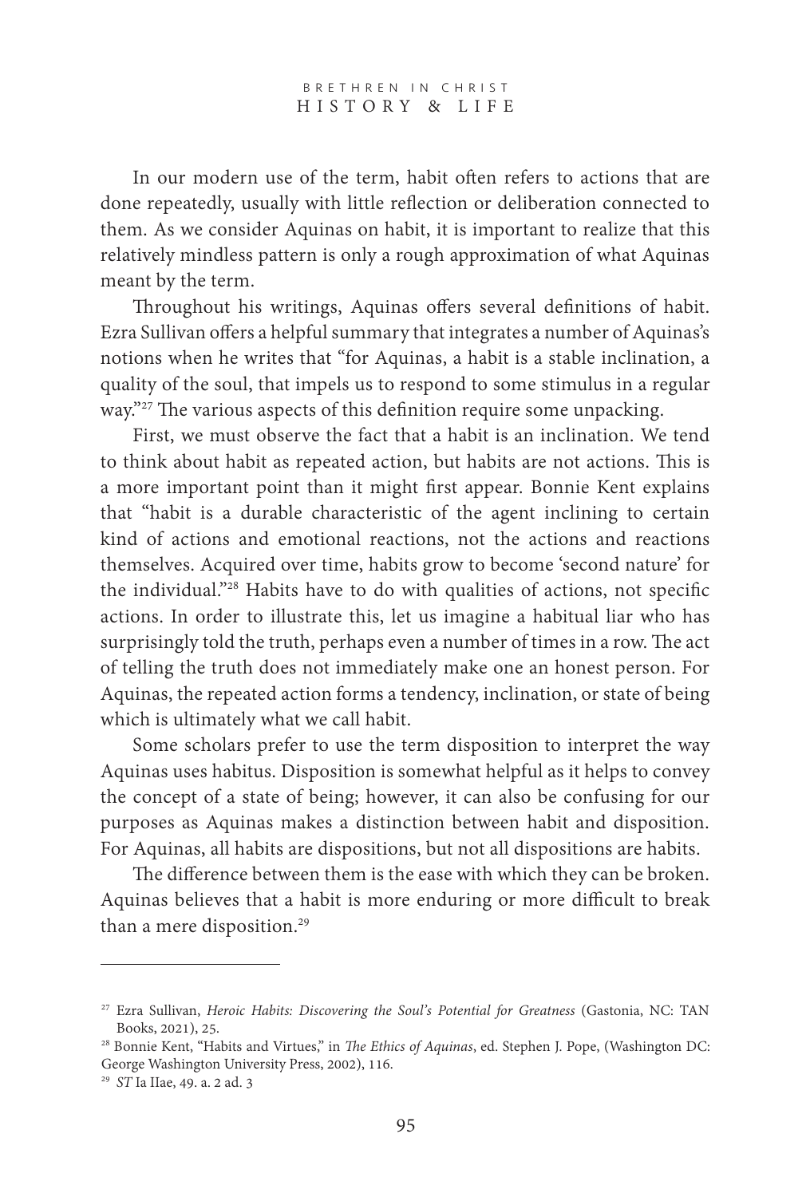In our modern use of the term, habit often refers to actions that are done repeatedly, usually with little reflection or deliberation connected to them. As we consider Aquinas on habit, it is important to realize that this relatively mindless pattern is only a rough approximation of what Aquinas meant by the term.

Throughout his writings, Aquinas offers several definitions of habit. Ezra Sullivan offers a helpful summary that integrates a number of Aquinas's notions when he writes that "for Aquinas, a habit is a stable inclination, a quality of the soul, that impels us to respond to some stimulus in a regular way."[27] The various aspects of this definition require some unpacking.

First, we must observe the fact that a habit is an inclination. We tend to think about habit as repeated action, but habits are not actions. This is a more important point than it might first appear. Bonnie Kent explains that "habit is a durable characteristic of the agent inclining to certain kind of actions and emotional reactions, not the actions and reactions themselves. Acquired over time, habits grow to become 'second nature' for the individual."[28] Habits have to do with qualities of actions, not specific actions. In order to illustrate this, let us imagine a habitual liar who has surprisingly told the truth, perhaps even a number of times in a row. The act of telling the truth does not immediately make one an honest person. For Aquinas, the repeated action forms a tendency, inclination, or state of being which is ultimately what we call habit.

Some scholars prefer to use the term disposition to interpret the way Aquinas uses habitus. Disposition is somewhat helpful as it helps to convey the concept of a state of being; however, it can also be confusing for our purposes as Aquinas makes a distinction between habit and disposition. For Aquinas, all habits are dispositions, but not all dispositions are habits.

The difference between them is the ease with which they can be broken. Aquinas believes that a habit is more enduring or more difficult to break than a mere disposition.[29]

---

[27] Ezra Sullivan, *Heroic Habits: Discovering the Soul's Potential for Greatness* (Gastonia, NC: TAN Books, 2021), 25.

[28] Bonnie Kent, "Habits and Virtues," in *The Ethics of Aquinas*, ed. Stephen J. Pope, (Washington DC: George Washington University Press, 2002), 116.

[29] *ST* Ia IIae, 49. a. 2 ad. 3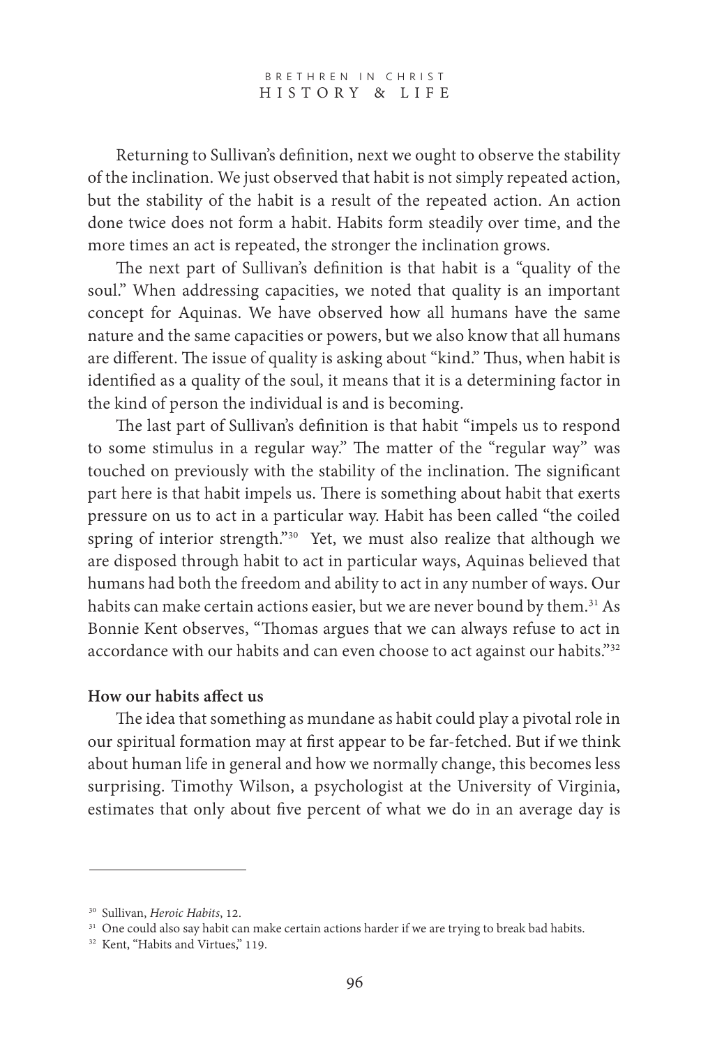Returning to Sullivan's definition, next we ought to observe the stability of the inclination. We just observed that habit is not simply repeated action, but the stability of the habit is a result of the repeated action. An action done twice does not form a habit. Habits form steadily over time, and the more times an act is repeated, the stronger the inclination grows.

The next part of Sullivan's definition is that habit is a "quality of the soul." When addressing capacities, we noted that quality is an important concept for Aquinas. We have observed how all humans have the same nature and the same capacities or powers, but we also know that all humans are different. The issue of quality is asking about "kind." Thus, when habit is identified as a quality of the soul, it means that it is a determining factor in the kind of person the individual is and is becoming.

The last part of Sullivan's definition is that habit "impels us to respond to some stimulus in a regular way." The matter of the "regular way" was touched on previously with the stability of the inclination. The significant part here is that habit impels us. There is something about habit that exerts pressure on us to act in a particular way. Habit has been called "the coiled spring of interior strength."[30] Yet, we must also realize that although we are disposed through habit to act in particular ways, Aquinas believed that humans had both the freedom and ability to act in any number of ways. Our habits can make certain actions easier, but we are never bound by them.[31] As Bonnie Kent observes, "Thomas argues that we can always refuse to act in accordance with our habits and can even choose to act against our habits."[32]

**How our habits affect us**

The idea that something as mundane as habit could play a pivotal role in our spiritual formation may at first appear to be far-fetched. But if we think about human life in general and how we normally change, this becomes less surprising. Timothy Wilson, a psychologist at the University of Virginia, estimates that only about five percent of what we do in an average day is

---

[30] Sullivan, *Heroic Habits*, 12.

[31] One could also say habit can make certain actions harder if we are trying to break bad habits.

[32] Kent, "Habits and Virtues," 119.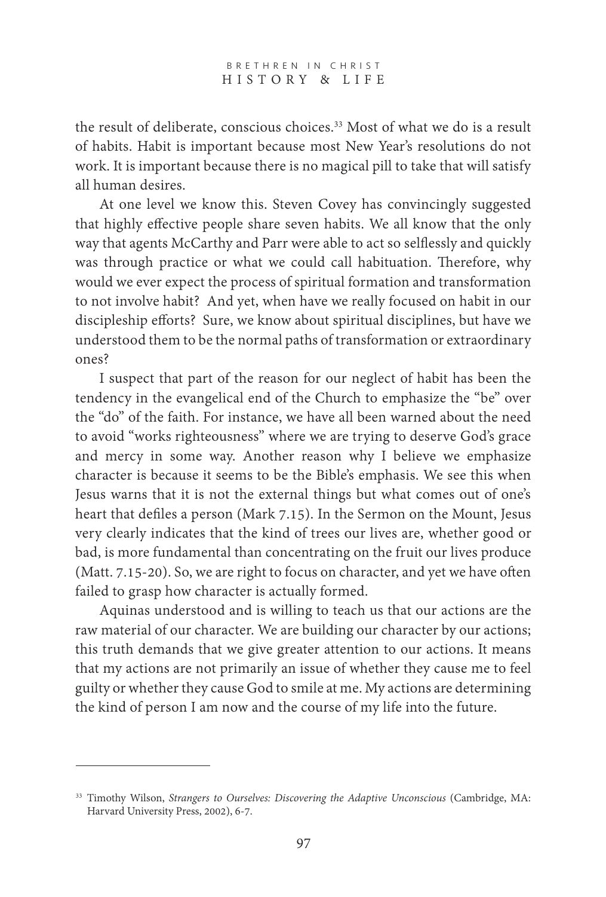the result of deliberate, conscious choices.[33] Most of what we do is a result of habits. Habit is important because most New Year's resolutions do not work. It is important because there is no magical pill to take that will satisfy all human desires.

At one level we know this. Steven Covey has convincingly suggested that highly effective people share seven habits. We all know that the only way that agents McCarthy and Parr were able to act so selflessly and quickly was through practice or what we could call habituation. Therefore, why would we ever expect the process of spiritual formation and transformation to not involve habit? And yet, when have we really focused on habit in our discipleship efforts? Sure, we know about spiritual disciplines, but have we understood them to be the normal paths of transformation or extraordinary ones?

I suspect that part of the reason for our neglect of habit has been the tendency in the evangelical end of the Church to emphasize the "be" over the "do" of the faith. For instance, we have all been warned about the need to avoid "works righteousness" where we are trying to deserve God's grace and mercy in some way. Another reason why I believe we emphasize character is because it seems to be the Bible's emphasis. We see this when Jesus warns that it is not the external things but what comes out of one's heart that defiles a person (Mark 7.15). In the Sermon on the Mount, Jesus very clearly indicates that the kind of trees our lives are, whether good or bad, is more fundamental than concentrating on the fruit our lives produce (Matt. 7.15-20). So, we are right to focus on character, and yet we have often failed to grasp how character is actually formed.

Aquinas understood and is willing to teach us that our actions are the raw material of our character. We are building our character by our actions; this truth demands that we give greater attention to our actions. It means that my actions are not primarily an issue of whether they cause me to feel guilty or whether they cause God to smile at me. My actions are determining the kind of person I am now and the course of my life into the future.

---

[33] Timothy Wilson, *Strangers to Ourselves: Discovering the Adaptive Unconscious* (Cambridge, MA: Harvard University Press, 2002), 6-7.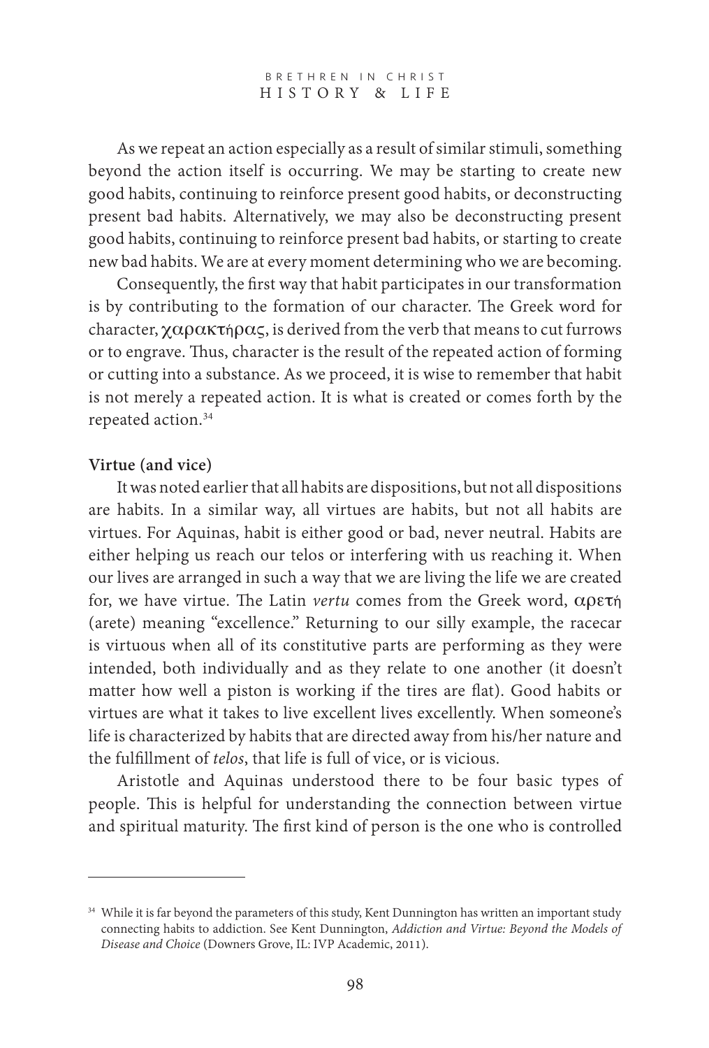As we repeat an action especially as a result of similar stimuli, something beyond the action itself is occurring. We may be starting to create new good habits, continuing to reinforce present good habits, or deconstructing present bad habits. Alternatively, we may also be deconstructing present good habits, continuing to reinforce present bad habits, or starting to create new bad habits. We are at every moment determining who we are becoming.

Consequently, the first way that habit participates in our transformation is by contributing to the formation of our character. The Greek word for character, χαρακτήρας, is derived from the verb that means to cut furrows or to engrave. Thus, character is the result of the repeated action of forming or cutting into a substance. As we proceed, it is wise to remember that habit is not merely a repeated action. It is what is created or comes forth by the repeated action.[34]

**Virtue (and vice)**

It was noted earlier that all habits are dispositions, but not all dispositions are habits. In a similar way, all virtues are habits, but not all habits are virtues. For Aquinas, habit is either good or bad, never neutral. Habits are either helping us reach our telos or interfering with us reaching it. When our lives are arranged in such a way that we are living the life we are created for, we have virtue. The Latin *vertu* comes from the Greek word, αρετή (arete) meaning "excellence." Returning to our silly example, the racecar is virtuous when all of its constitutive parts are performing as they were intended, both individually and as they relate to one another (it doesn't matter how well a piston is working if the tires are flat). Good habits or virtues are what it takes to live excellent lives excellently. When someone's life is characterized by habits that are directed away from his/her nature and the fulfillment of *telos*, that life is full of vice, or is vicious.

Aristotle and Aquinas understood there to be four basic types of people. This is helpful for understanding the connection between virtue and spiritual maturity. The first kind of person is the one who is controlled

---

[34] While it is far beyond the parameters of this study, Kent Dunnington has written an important study connecting habits to addiction. See Kent Dunnington, *Addiction and Virtue: Beyond the Models of Disease and Choice* (Downers Grove, IL: IVP Academic, 2011).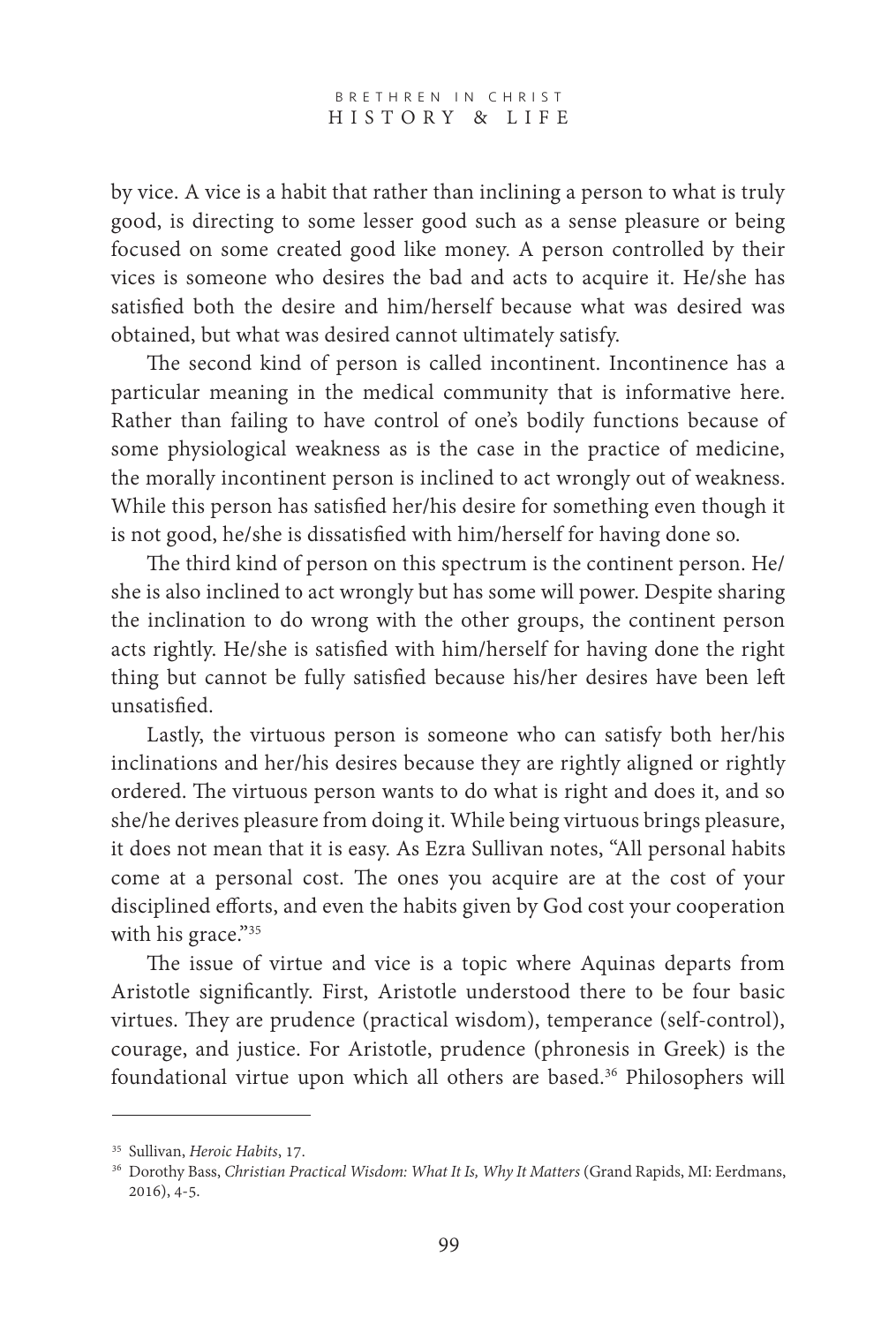by vice. A vice is a habit that rather than inclining a person to what is truly good, is directing to some lesser good such as a sense pleasure or being focused on some created good like money. A person controlled by their vices is someone who desires the bad and acts to acquire it. He/she has satisfied both the desire and him/herself because what was desired was obtained, but what was desired cannot ultimately satisfy.

The second kind of person is called incontinent. Incontinence has a particular meaning in the medical community that is informative here. Rather than failing to have control of one's bodily functions because of some physiological weakness as is the case in the practice of medicine, the morally incontinent person is inclined to act wrongly out of weakness. While this person has satisfied her/his desire for something even though it is not good, he/she is dissatisfied with him/herself for having done so.

The third kind of person on this spectrum is the continent person. He/she is also inclined to act wrongly but has some will power. Despite sharing the inclination to do wrong with the other groups, the continent person acts rightly. He/she is satisfied with him/herself for having done the right thing but cannot be fully satisfied because his/her desires have been left unsatisfied.

Lastly, the virtuous person is someone who can satisfy both her/his inclinations and her/his desires because they are rightly aligned or rightly ordered. The virtuous person wants to do what is right and does it, and so she/he derives pleasure from doing it. While being virtuous brings pleasure, it does not mean that it is easy. As Ezra Sullivan notes, "All personal habits come at a personal cost. The ones you acquire are at the cost of your disciplined efforts, and even the habits given by God cost your cooperation with his grace."[35]

The issue of virtue and vice is a topic where Aquinas departs from Aristotle significantly. First, Aristotle understood there to be four basic virtues. They are prudence (practical wisdom), temperance (self-control), courage, and justice. For Aristotle, prudence (phronesis in Greek) is the foundational virtue upon which all others are based.[36] Philosophers will

---

[35] Sullivan, *Heroic Habits*, 17.

[36] Dorothy Bass, *Christian Practical Wisdom: What It Is, Why It Matters* (Grand Rapids, MI: Eerdmans, 2016), 4-5.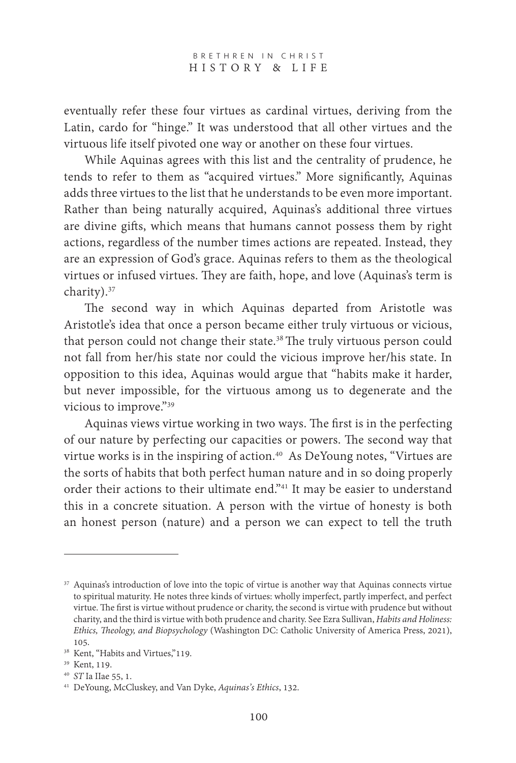eventually refer these four virtues as cardinal virtues, deriving from the Latin, cardo for "hinge." It was understood that all other virtues and the virtuous life itself pivoted one way or another on these four virtues.

While Aquinas agrees with this list and the centrality of prudence, he tends to refer to them as "acquired virtues." More significantly, Aquinas adds three virtues to the list that he understands to be even more important. Rather than being naturally acquired, Aquinas's additional three virtues are divine gifts, which means that humans cannot possess them by right actions, regardless of the number times actions are repeated. Instead, they are an expression of God's grace. Aquinas refers to them as the theological virtues or infused virtues. They are faith, hope, and love (Aquinas's term is charity).[37]

The second way in which Aquinas departed from Aristotle was Aristotle's idea that once a person became either truly virtuous or vicious, that person could not change their state.[38] The truly virtuous person could not fall from her/his state nor could the vicious improve her/his state. In opposition to this idea, Aquinas would argue that "habits make it harder, but never impossible, for the virtuous among us to degenerate and the vicious to improve."[39]

Aquinas views virtue working in two ways. The first is in the perfecting of our nature by perfecting our capacities or powers. The second way that virtue works is in the inspiring of action.[40] As DeYoung notes, "Virtues are the sorts of habits that both perfect human nature and in so doing properly order their actions to their ultimate end."[41] It may be easier to understand this in a concrete situation. A person with the virtue of honesty is both an honest person (nature) and a person we can expect to tell the truth

---

[37] Aquinas's introduction of love into the topic of virtue is another way that Aquinas connects virtue to spiritual maturity. He notes three kinds of virtues: wholly imperfect, partly imperfect, and perfect virtue. The first is virtue without prudence or charity, the second is virtue with prudence but without charity, and the third is virtue with both prudence and charity. See Ezra Sullivan, *Habits and Holiness: Ethics, Theology, and Biopsychology* (Washington DC: Catholic University of America Press, 2021), 105.

[38] Kent, "Habits and Virtues,"119.

[39] Kent, 119.

[40] *ST* Ia IIae 55, 1.

[41] DeYoung, McCluskey, and Van Dyke, *Aquinas's Ethics*, 132.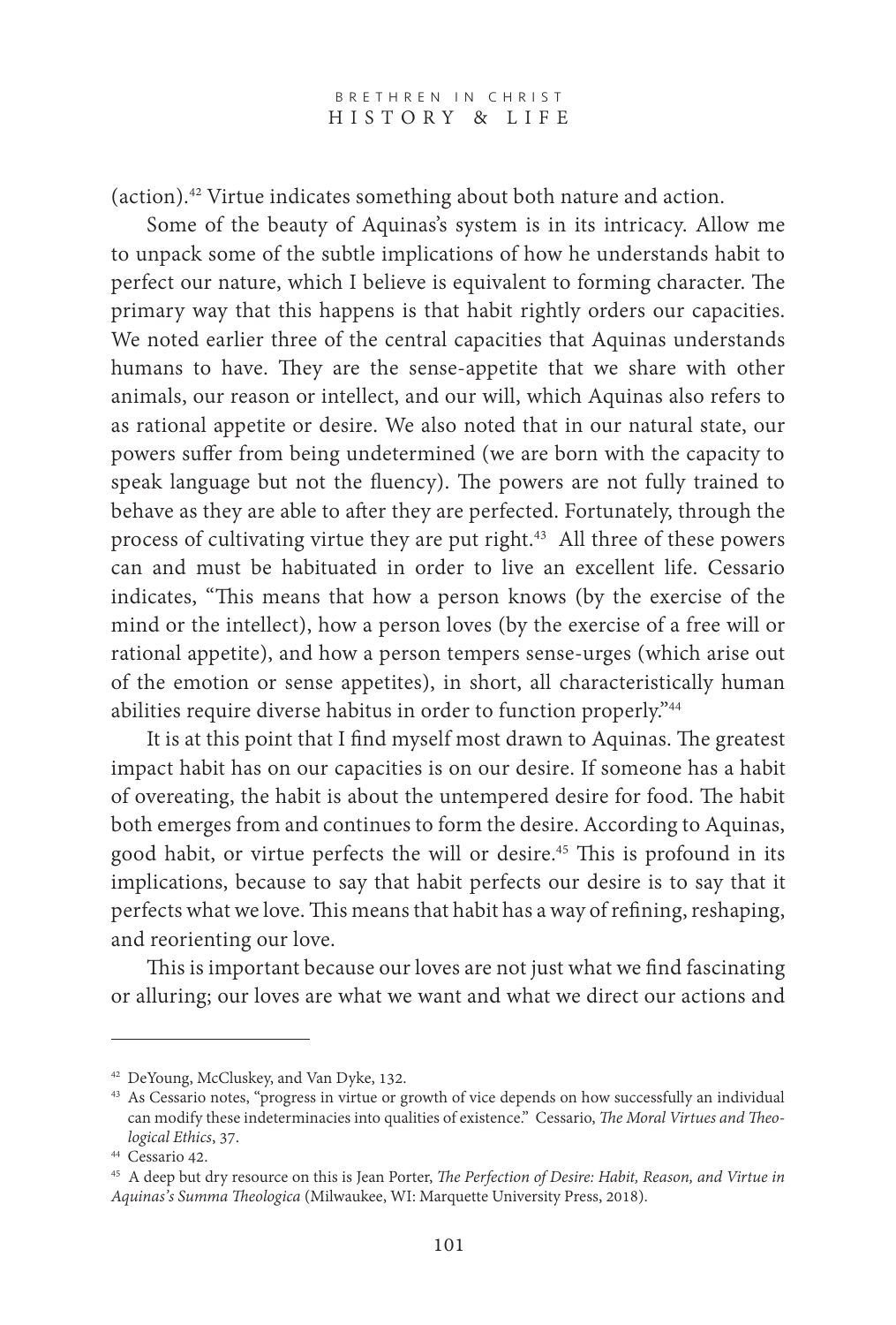(action).[42] Virtue indicates something about both nature and action.

Some of the beauty of Aquinas's system is in its intricacy. Allow me to unpack some of the subtle implications of how he understands habit to perfect our nature, which I believe is equivalent to forming character. The primary way that this happens is that habit rightly orders our capacities. We noted earlier three of the central capacities that Aquinas understands humans to have. They are the sense-appetite that we share with other animals, our reason or intellect, and our will, which Aquinas also refers to as rational appetite or desire. We also noted that in our natural state, our powers suffer from being undetermined (we are born with the capacity to speak language but not the fluency). The powers are not fully trained to behave as they are able to after they are perfected. Fortunately, through the process of cultivating virtue they are put right.[43] All three of these powers can and must be habituated in order to live an excellent life. Cessario indicates, "This means that how a person knows (by the exercise of the mind or the intellect), how a person loves (by the exercise of a free will or rational appetite), and how a person tempers sense-urges (which arise out of the emotion or sense appetites), in short, all characteristically human abilities require diverse habitus in order to function properly."[44]

It is at this point that I find myself most drawn to Aquinas. The greatest impact habit has on our capacities is on our desire. If someone has a habit of overeating, the habit is about the untempered desire for food. The habit both emerges from and continues to form the desire. According to Aquinas, good habit, or virtue perfects the will or desire.[45] This is profound in its implications, because to say that habit perfects our desire is to say that it perfects what we love. This means that habit has a way of refining, reshaping, and reorienting our love.

This is important because our loves are not just what we find fascinating or alluring; our loves are what we want and what we direct our actions and

---

[42] DeYoung, McCluskey, and Van Dyke, 132.

[43] As Cessario notes, "progress in virtue or growth of vice depends on how successfully an individual can modify these indeterminacies into qualities of existence." Cessario, *The Moral Virtues and Theological Ethics*, 37.

[44] Cessario 42.

[45] A deep but dry resource on this is Jean Porter, *The Perfection of Desire: Habit, Reason, and Virtue in Aquinas's Summa Theologica* (Milwaukee, WI: Marquette University Press, 2018).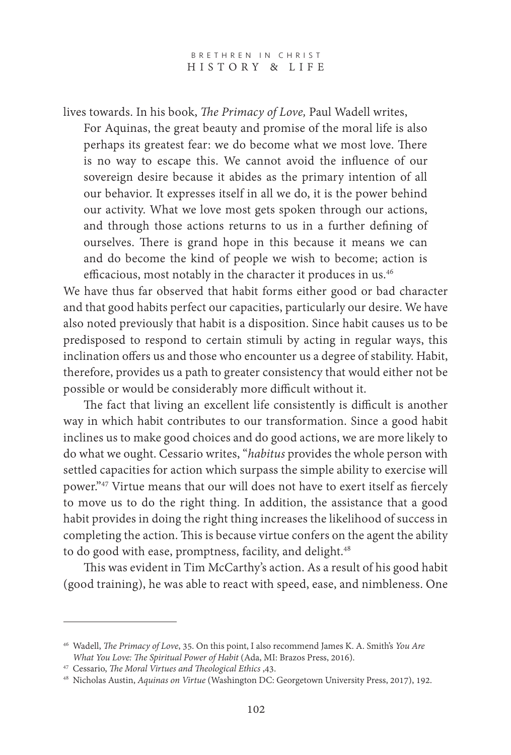lives towards. In his book, *The Primacy of Love,* Paul Wadell writes,

> For Aquinas, the great beauty and promise of the moral life is also perhaps its greatest fear: we do become what we most love. There is no way to escape this. We cannot avoid the influence of our sovereign desire because it abides as the primary intention of all our behavior. It expresses itself in all we do, it is the power behind our activity. What we love most gets spoken through our actions, and through those actions returns to us in a further defining of ourselves. There is grand hope in this because it means we can and do become the kind of people we wish to become; action is efficacious, most notably in the character it produces in us.[46]

We have thus far observed that habit forms either good or bad character and that good habits perfect our capacities, particularly our desire. We have also noted previously that habit is a disposition. Since habit causes us to be predisposed to respond to certain stimuli by acting in regular ways, this inclination offers us and those who encounter us a degree of stability. Habit, therefore, provides us a path to greater consistency that would either not be possible or would be considerably more difficult without it.

The fact that living an excellent life consistently is difficult is another way in which habit contributes to our transformation. Since a good habit inclines us to make good choices and do good actions, we are more likely to do what we ought. Cessario writes, "*habitus* provides the whole person with settled capacities for action which surpass the simple ability to exercise will power."[47] Virtue means that our will does not have to exert itself as fiercely to move us to do the right thing. In addition, the assistance that a good habit provides in doing the right thing increases the likelihood of success in completing the action. This is because virtue confers on the agent the ability to do good with ease, promptness, facility, and delight.[48]

This was evident in Tim McCarthy's action. As a result of his good habit (good training), he was able to react with speed, ease, and nimbleness. One

---

[46] Wadell, *The Primacy of Love*, 35. On this point, I also recommend James K. A. Smith's *You Are What You Love: The Spiritual Power of Habit* (Ada, MI: Brazos Press, 2016).

[47] Cessario, *The Moral Virtues and Theological Ethics* ,43.

[48] Nicholas Austin, *Aquinas on Virtue* (Washington DC: Georgetown University Press, 2017), 192.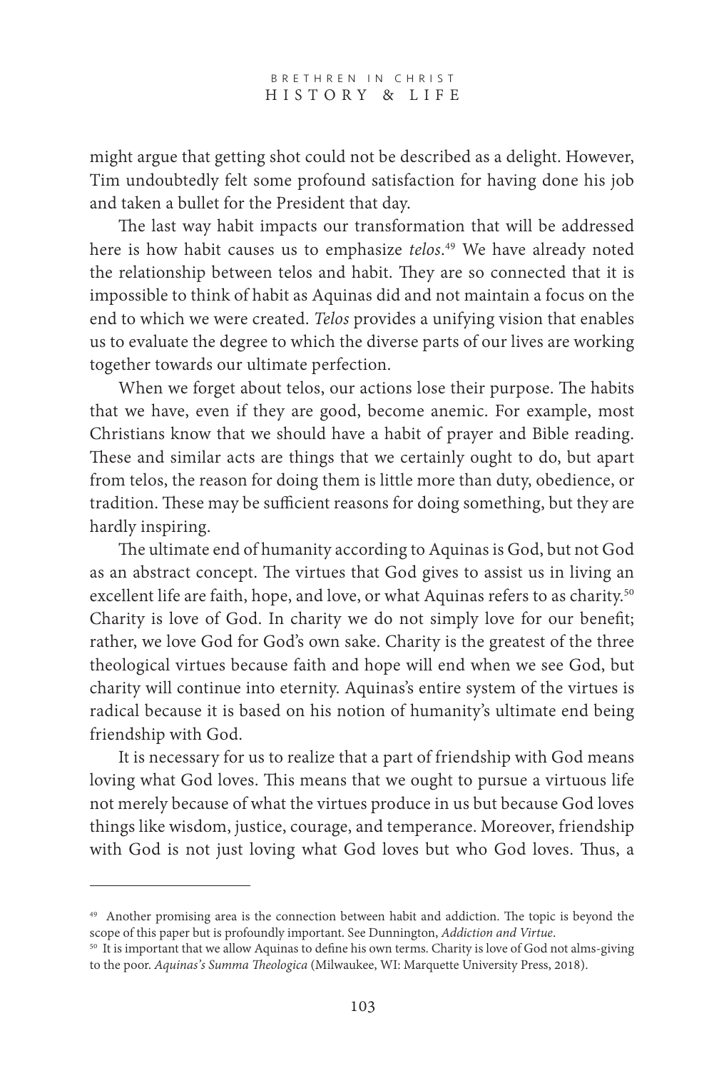might argue that getting shot could not be described as a delight. However, Tim undoubtedly felt some profound satisfaction for having done his job and taken a bullet for the President that day.

The last way habit impacts our transformation that will be addressed here is how habit causes us to emphasize *telos*.[49] We have already noted the relationship between telos and habit. They are so connected that it is impossible to think of habit as Aquinas did and not maintain a focus on the end to which we were created. *Telos* provides a unifying vision that enables us to evaluate the degree to which the diverse parts of our lives are working together towards our ultimate perfection.

When we forget about telos, our actions lose their purpose. The habits that we have, even if they are good, become anemic. For example, most Christians know that we should have a habit of prayer and Bible reading. These and similar acts are things that we certainly ought to do, but apart from telos, the reason for doing them is little more than duty, obedience, or tradition. These may be sufficient reasons for doing something, but they are hardly inspiring.

The ultimate end of humanity according to Aquinas is God, but not God as an abstract concept. The virtues that God gives to assist us in living an excellent life are faith, hope, and love, or what Aquinas refers to as charity.[50] Charity is love of God. In charity we do not simply love for our benefit; rather, we love God for God's own sake. Charity is the greatest of the three theological virtues because faith and hope will end when we see God, but charity will continue into eternity. Aquinas's entire system of the virtues is radical because it is based on his notion of humanity's ultimate end being friendship with God.

It is necessary for us to realize that a part of friendship with God means loving what God loves. This means that we ought to pursue a virtuous life not merely because of what the virtues produce in us but because God loves things like wisdom, justice, courage, and temperance. Moreover, friendship with God is not just loving what God loves but who God loves. Thus, a

---

[49] Another promising area is the connection between habit and addiction. The topic is beyond the scope of this paper but is profoundly important. See Dunnington, *Addiction and Virtue*.

[50] It is important that we allow Aquinas to define his own terms. Charity is love of God not alms-giving to the poor. *Aquinas's Summa Theologica* (Milwaukee, WI: Marquette University Press, 2018).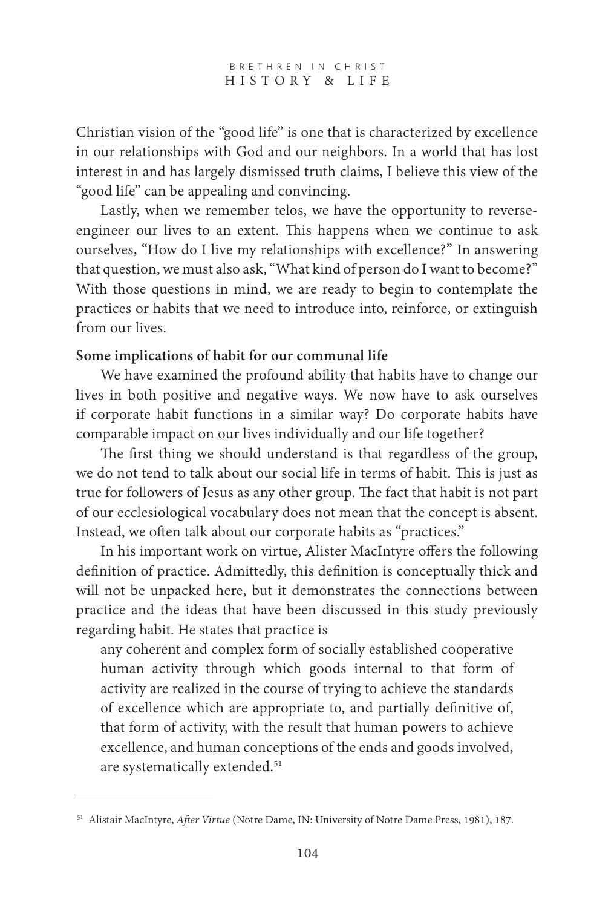Christian vision of the "good life" is one that is characterized by excellence in our relationships with God and our neighbors. In a world that has lost interest in and has largely dismissed truth claims, I believe this view of the "good life" can be appealing and convincing.

Lastly, when we remember telos, we have the opportunity to reverse-engineer our lives to an extent. This happens when we continue to ask ourselves, "How do I live my relationships with excellence?" In answering that question, we must also ask, "What kind of person do I want to become?" With those questions in mind, we are ready to begin to contemplate the practices or habits that we need to introduce into, reinforce, or extinguish from our lives.

**Some implications of habit for our communal life**

We have examined the profound ability that habits have to change our lives in both positive and negative ways. We now have to ask ourselves if corporate habit functions in a similar way? Do corporate habits have comparable impact on our lives individually and our life together?

The first thing we should understand is that regardless of the group, we do not tend to talk about our social life in terms of habit. This is just as true for followers of Jesus as any other group. The fact that habit is not part of our ecclesiological vocabulary does not mean that the concept is absent. Instead, we often talk about our corporate habits as "practices."

In his important work on virtue, Alister MacIntyre offers the following definition of practice. Admittedly, this definition is conceptually thick and will not be unpacked here, but it demonstrates the connections between practice and the ideas that have been discussed in this study previously regarding habit. He states that practice is

> any coherent and complex form of socially established cooperative human activity through which goods internal to that form of activity are realized in the course of trying to achieve the standards of excellence which are appropriate to, and partially definitive of, that form of activity, with the result that human powers to achieve excellence, and human conceptions of the ends and goods involved, are systematically extended.[51]

---

[51] Alistair MacIntyre, *After Virtue* (Notre Dame, IN: University of Notre Dame Press, 1981), 187.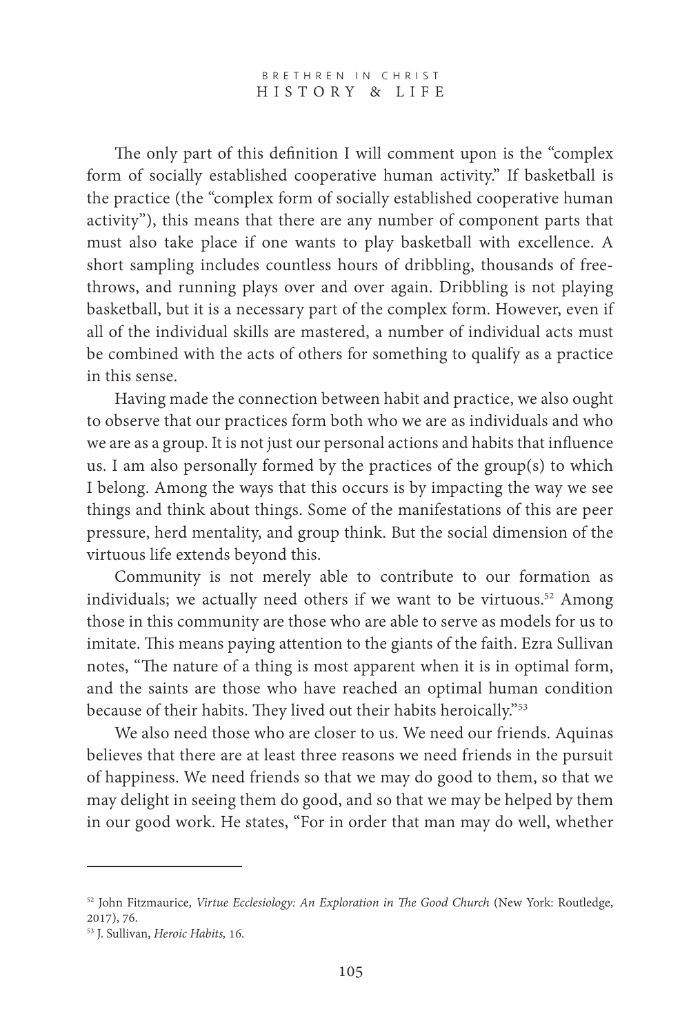The only part of this definition I will comment upon is the "complex form of socially established cooperative human activity." If basketball is the practice (the "complex form of socially established cooperative human activity"), this means that there are any number of component parts that must also take place if one wants to play basketball with excellence. A short sampling includes countless hours of dribbling, thousands of free-throws, and running plays over and over again. Dribbling is not playing basketball, but it is a necessary part of the complex form. However, even if all of the individual skills are mastered, a number of individual acts must be combined with the acts of others for something to qualify as a practice in this sense.

Having made the connection between habit and practice, we also ought to observe that our practices form both who we are as individuals and who we are as a group. It is not just our personal actions and habits that influence us. I am also personally formed by the practices of the group(s) to which I belong. Among the ways that this occurs is by impacting the way we see things and think about things. Some of the manifestations of this are peer pressure, herd mentality, and group think. But the social dimension of the virtuous life extends beyond this.

Community is not merely able to contribute to our formation as individuals; we actually need others if we want to be virtuous.[52] Among those in this community are those who are able to serve as models for us to imitate. This means paying attention to the giants of the faith. Ezra Sullivan notes, "The nature of a thing is most apparent when it is in optimal form, and the saints are those who have reached an optimal human condition because of their habits. They lived out their habits heroically."[53]

We also need those who are closer to us. We need our friends. Aquinas believes that there are at least three reasons we need friends in the pursuit of happiness. We need friends so that we may do good to them, so that we may delight in seeing them do good, and so that we may be helped by them in our good work. He states, "For in order that man may do well, whether

---

[52] John Fitzmaurice, *Virtue Ecclesiology: An Exploration in The Good Church* (New York: Routledge, 2017), 76.

[53] J. Sullivan, *Heroic Habits,* 16.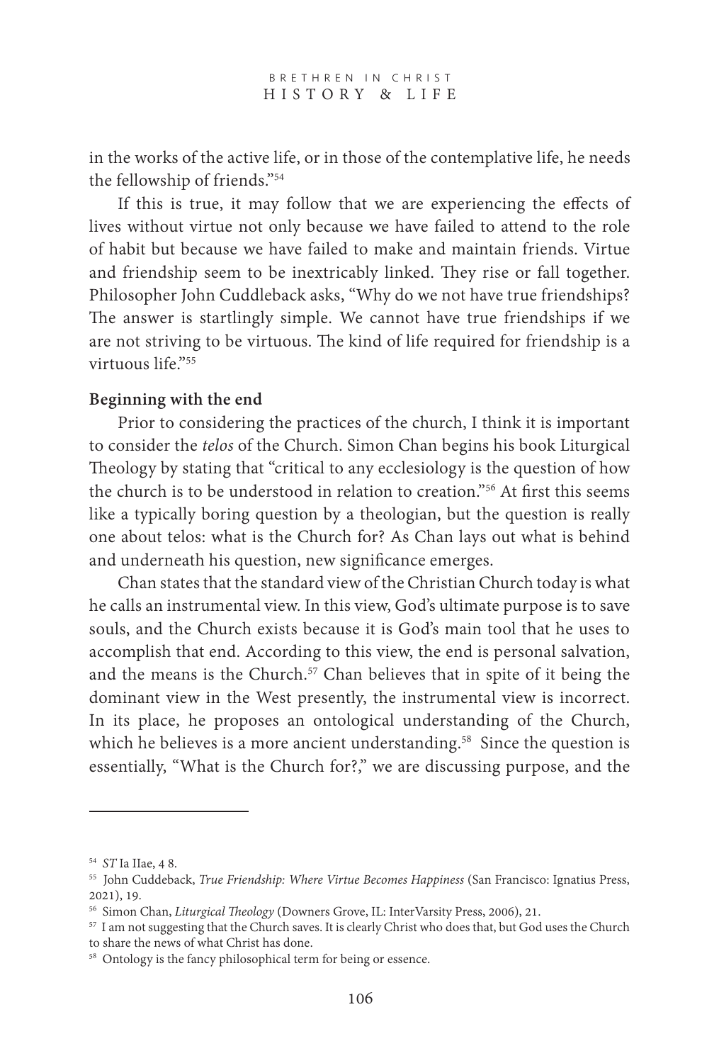in the works of the active life, or in those of the contemplative life, he needs the fellowship of friends."[54]

If this is true, it may follow that we are experiencing the effects of lives without virtue not only because we have failed to attend to the role of habit but because we have failed to make and maintain friends. Virtue and friendship seem to be inextricably linked. They rise or fall together. Philosopher John Cuddleback asks, "Why do we not have true friendships? The answer is startlingly simple. We cannot have true friendships if we are not striving to be virtuous. The kind of life required for friendship is a virtuous life."[55]

**Beginning with the end**

Prior to considering the practices of the church, I think it is important to consider the *telos* of the Church. Simon Chan begins his book Liturgical Theology by stating that "critical to any ecclesiology is the question of how the church is to be understood in relation to creation."[56] At first this seems like a typically boring question by a theologian, but the question is really one about telos: what is the Church for? As Chan lays out what is behind and underneath his question, new significance emerges.

Chan states that the standard view of the Christian Church today is what he calls an instrumental view. In this view, God's ultimate purpose is to save souls, and the Church exists because it is God's main tool that he uses to accomplish that end. According to this view, the end is personal salvation, and the means is the Church.[57] Chan believes that in spite of it being the dominant view in the West presently, the instrumental view is incorrect. In its place, he proposes an ontological understanding of the Church, which he believes is a more ancient understanding.[58] Since the question is essentially, "What is the Church for?," we are discussing purpose, and the

---

[54] *ST* Ia IIae, 4 8.

[55] John Cuddeback, *True Friendship: Where Virtue Becomes Happiness* (San Francisco: Ignatius Press, 2021), 19.

[56] Simon Chan, *Liturgical Theology* (Downers Grove, IL: InterVarsity Press, 2006), 21.

[57] I am not suggesting that the Church saves. It is clearly Christ who does that, but God uses the Church to share the news of what Christ has done.

[58] Ontology is the fancy philosophical term for being or essence.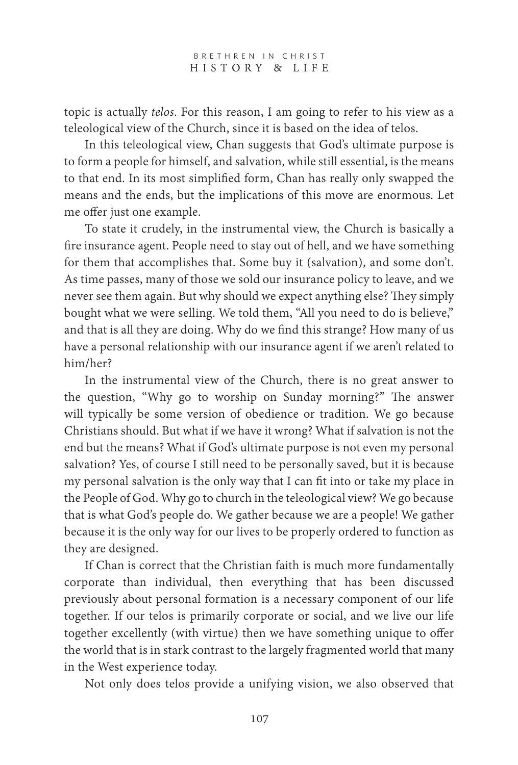topic is actually *telos*. For this reason, I am going to refer to his view as a teleological view of the Church, since it is based on the idea of telos.

In this teleological view, Chan suggests that God's ultimate purpose is to form a people for himself, and salvation, while still essential, is the means to that end. In its most simplified form, Chan has really only swapped the means and the ends, but the implications of this move are enormous. Let me offer just one example.

To state it crudely, in the instrumental view, the Church is basically a fire insurance agent. People need to stay out of hell, and we have something for them that accomplishes that. Some buy it (salvation), and some don't. As time passes, many of those we sold our insurance policy to leave, and we never see them again. But why should we expect anything else? They simply bought what we were selling. We told them, "All you need to do is believe," and that is all they are doing. Why do we find this strange? How many of us have a personal relationship with our insurance agent if we aren't related to him/her?

In the instrumental view of the Church, there is no great answer to the question, "Why go to worship on Sunday morning?" The answer will typically be some version of obedience or tradition. We go because Christians should. But what if we have it wrong? What if salvation is not the end but the means? What if God's ultimate purpose is not even my personal salvation? Yes, of course I still need to be personally saved, but it is because my personal salvation is the only way that I can fit into or take my place in the People of God. Why go to church in the teleological view? We go because that is what God's people do. We gather because we are a people! We gather because it is the only way for our lives to be properly ordered to function as they are designed.

If Chan is correct that the Christian faith is much more fundamentally corporate than individual, then everything that has been discussed previously about personal formation is a necessary component of our life together. If our telos is primarily corporate or social, and we live our life together excellently (with virtue) then we have something unique to offer the world that is in stark contrast to the largely fragmented world that many in the West experience today.

Not only does telos provide a unifying vision, we also observed that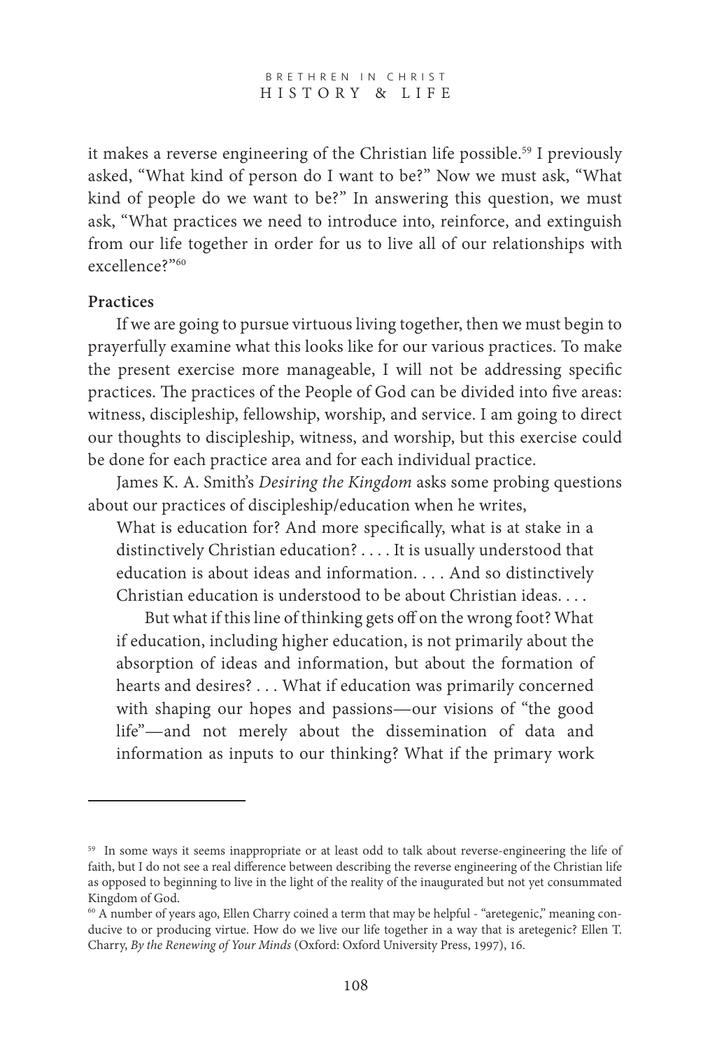it makes a reverse engineering of the Christian life possible.[59] I previously asked, "What kind of person do I want to be?" Now we must ask, "What kind of people do we want to be?" In answering this question, we must ask, "What practices we need to introduce into, reinforce, and extinguish from our life together in order for us to live all of our relationships with excellence?"[60]

**Practices**

If we are going to pursue virtuous living together, then we must begin to prayerfully examine what this looks like for our various practices. To make the present exercise more manageable, I will not be addressing specific practices. The practices of the People of God can be divided into five areas: witness, discipleship, fellowship, worship, and service. I am going to direct our thoughts to discipleship, witness, and worship, but this exercise could be done for each practice area and for each individual practice.

James K. A. Smith's *Desiring the Kingdom* asks some probing questions about our practices of discipleship/education when he writes,

> What is education for? And more specifically, what is at stake in a distinctively Christian education? . . . . It is usually understood that education is about ideas and information. . . . And so distinctively Christian education is understood to be about Christian ideas. . . .
>
> But what if this line of thinking gets off on the wrong foot? What if education, including higher education, is not primarily about the absorption of ideas and information, but about the formation of hearts and desires? . . . What if education was primarily concerned with shaping our hopes and passions—our visions of "the good life"—and not merely about the dissemination of data and information as inputs to our thinking? What if the primary work

---

[59] In some ways it seems inappropriate or at least odd to talk about reverse-engineering the life of faith, but I do not see a real difference between describing the reverse engineering of the Christian life as opposed to beginning to live in the light of the reality of the inaugurated but not yet consummated Kingdom of God.

[60] A number of years ago, Ellen Charry coined a term that may be helpful - "aretegenic," meaning conducive to or producing virtue. How do we live our life together in a way that is aretegenic? Ellen T. Charry, *By the Renewing of Your Minds* (Oxford: Oxford University Press, 1997), 16.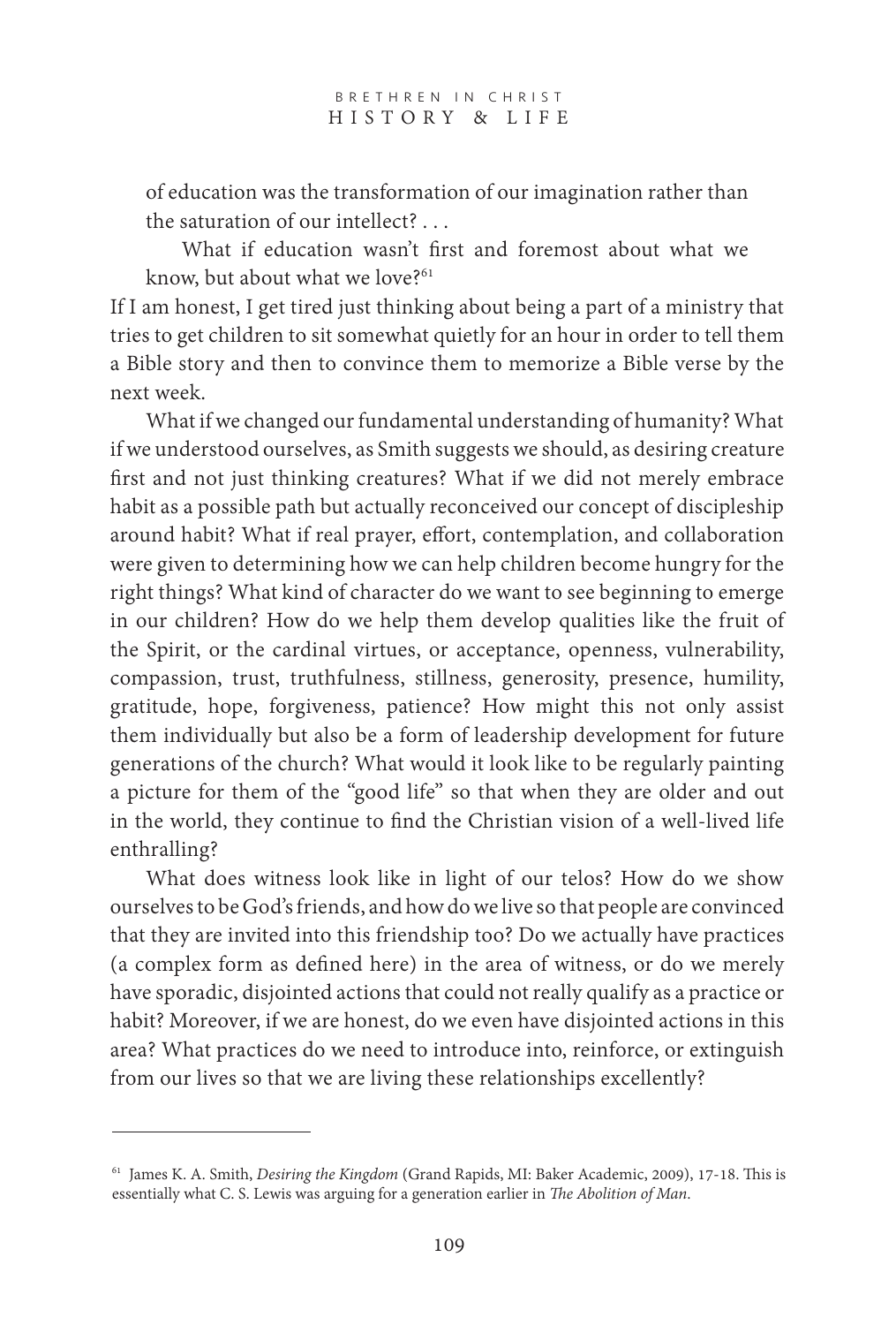> of education was the transformation of our imagination rather than the saturation of our intellect? . . .
>
> What if education wasn't first and foremost about what we know, but about what we love?[61]

If I am honest, I get tired just thinking about being a part of a ministry that tries to get children to sit somewhat quietly for an hour in order to tell them a Bible story and then to convince them to memorize a Bible verse by the next week.

What if we changed our fundamental understanding of humanity? What if we understood ourselves, as Smith suggests we should, as desiring creature first and not just thinking creatures? What if we did not merely embrace habit as a possible path but actually reconceived our concept of discipleship around habit? What if real prayer, effort, contemplation, and collaboration were given to determining how we can help children become hungry for the right things? What kind of character do we want to see beginning to emerge in our children? How do we help them develop qualities like the fruit of the Spirit, or the cardinal virtues, or acceptance, openness, vulnerability, compassion, trust, truthfulness, stillness, generosity, presence, humility, gratitude, hope, forgiveness, patience? How might this not only assist them individually but also be a form of leadership development for future generations of the church? What would it look like to be regularly painting a picture for them of the "good life" so that when they are older and out in the world, they continue to find the Christian vision of a well-lived life enthralling?

What does witness look like in light of our telos? How do we show ourselves to be God's friends, and how do we live so that people are convinced that they are invited into this friendship too? Do we actually have practices (a complex form as defined here) in the area of witness, or do we merely have sporadic, disjointed actions that could not really qualify as a practice or habit? Moreover, if we are honest, do we even have disjointed actions in this area? What practices do we need to introduce into, reinforce, or extinguish from our lives so that we are living these relationships excellently?

---

[61] James K. A. Smith, *Desiring the Kingdom* (Grand Rapids, MI: Baker Academic, 2009), 17-18. This is essentially what C. S. Lewis was arguing for a generation earlier in *The Abolition of Man*.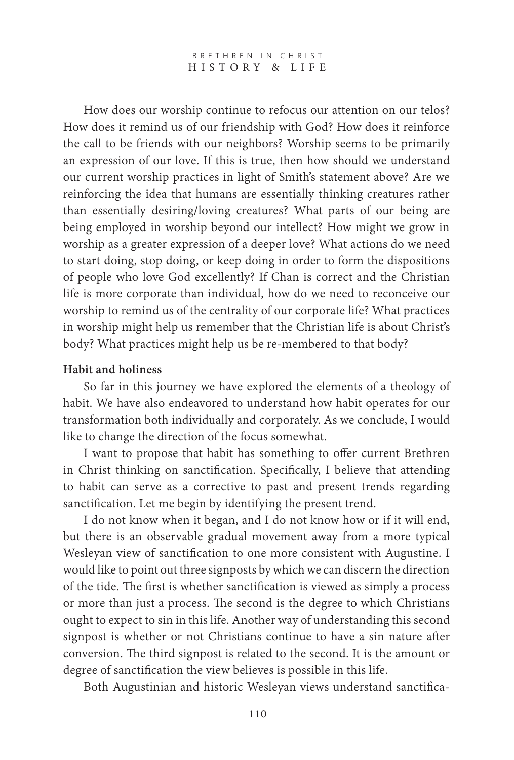How does our worship continue to refocus our attention on our telos? How does it remind us of our friendship with God? How does it reinforce the call to be friends with our neighbors? Worship seems to be primarily an expression of our love. If this is true, then how should we understand our current worship practices in light of Smith's statement above? Are we reinforcing the idea that humans are essentially thinking creatures rather than essentially desiring/loving creatures? What parts of our being are being employed in worship beyond our intellect? How might we grow in worship as a greater expression of a deeper love? What actions do we need to start doing, stop doing, or keep doing in order to form the dispositions of people who love God excellently? If Chan is correct and the Christian life is more corporate than individual, how do we need to reconceive our worship to remind us of the centrality of our corporate life? What practices in worship might help us remember that the Christian life is about Christ's body? What practices might help us be re-membered to that body?

**Habit and holiness**

So far in this journey we have explored the elements of a theology of habit. We have also endeavored to understand how habit operates for our transformation both individually and corporately. As we conclude, I would like to change the direction of the focus somewhat.

I want to propose that habit has something to offer current Brethren in Christ thinking on sanctification. Specifically, I believe that attending to habit can serve as a corrective to past and present trends regarding sanctification. Let me begin by identifying the present trend.

I do not know when it began, and I do not know how or if it will end, but there is an observable gradual movement away from a more typical Wesleyan view of sanctification to one more consistent with Augustine. I would like to point out three signposts by which we can discern the direction of the tide. The first is whether sanctification is viewed as simply a process or more than just a process. The second is the degree to which Christians ought to expect to sin in this life. Another way of understanding this second signpost is whether or not Christians continue to have a sin nature after conversion. The third signpost is related to the second. It is the amount or degree of sanctification the view believes is possible in this life.

Both Augustinian and historic Wesleyan views understand sanctifica-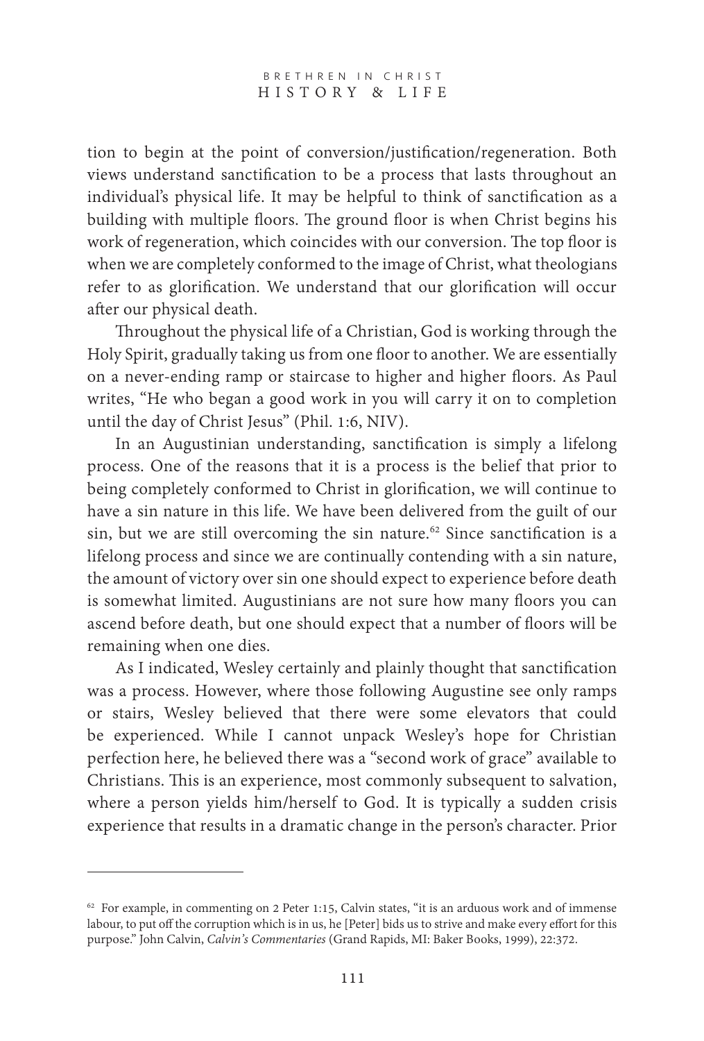tion to begin at the point of conversion/justification/regeneration. Both views understand sanctification to be a process that lasts throughout an individual's physical life. It may be helpful to think of sanctification as a building with multiple floors. The ground floor is when Christ begins his work of regeneration, which coincides with our conversion. The top floor is when we are completely conformed to the image of Christ, what theologians refer to as glorification. We understand that our glorification will occur after our physical death.

Throughout the physical life of a Christian, God is working through the Holy Spirit, gradually taking us from one floor to another. We are essentially on a never-ending ramp or staircase to higher and higher floors. As Paul writes, "He who began a good work in you will carry it on to completion until the day of Christ Jesus" (Phil. 1:6, NIV).

In an Augustinian understanding, sanctification is simply a lifelong process. One of the reasons that it is a process is the belief that prior to being completely conformed to Christ in glorification, we will continue to have a sin nature in this life. We have been delivered from the guilt of our sin, but we are still overcoming the sin nature.[62] Since sanctification is a lifelong process and since we are continually contending with a sin nature, the amount of victory over sin one should expect to experience before death is somewhat limited. Augustinians are not sure how many floors you can ascend before death, but one should expect that a number of floors will be remaining when one dies.

As I indicated, Wesley certainly and plainly thought that sanctification was a process. However, where those following Augustine see only ramps or stairs, Wesley believed that there were some elevators that could be experienced. While I cannot unpack Wesley's hope for Christian perfection here, he believed there was a "second work of grace" available to Christians. This is an experience, most commonly subsequent to salvation, where a person yields him/herself to God. It is typically a sudden crisis experience that results in a dramatic change in the person's character. Prior

---

[62] For example, in commenting on 2 Peter 1:15, Calvin states, "it is an arduous work and of immense labour, to put off the corruption which is in us, he [Peter] bids us to strive and make every effort for this purpose." John Calvin, *Calvin's Commentaries* (Grand Rapids, MI: Baker Books, 1999), 22:372.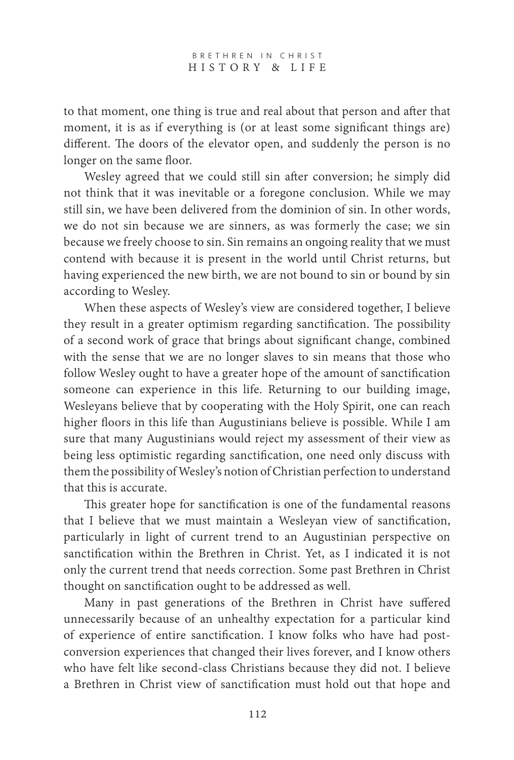to that moment, one thing is true and real about that person and after that moment, it is as if everything is (or at least some significant things are) different. The doors of the elevator open, and suddenly the person is no longer on the same floor.

Wesley agreed that we could still sin after conversion; he simply did not think that it was inevitable or a foregone conclusion. While we may still sin, we have been delivered from the dominion of sin. In other words, we do not sin because we are sinners, as was formerly the case; we sin because we freely choose to sin. Sin remains an ongoing reality that we must contend with because it is present in the world until Christ returns, but having experienced the new birth, we are not bound to sin or bound by sin according to Wesley.

When these aspects of Wesley's view are considered together, I believe they result in a greater optimism regarding sanctification. The possibility of a second work of grace that brings about significant change, combined with the sense that we are no longer slaves to sin means that those who follow Wesley ought to have a greater hope of the amount of sanctification someone can experience in this life. Returning to our building image, Wesleyans believe that by cooperating with the Holy Spirit, one can reach higher floors in this life than Augustinians believe is possible. While I am sure that many Augustinians would reject my assessment of their view as being less optimistic regarding sanctification, one need only discuss with them the possibility of Wesley's notion of Christian perfection to understand that this is accurate.

This greater hope for sanctification is one of the fundamental reasons that I believe that we must maintain a Wesleyan view of sanctification, particularly in light of current trend to an Augustinian perspective on sanctification within the Brethren in Christ. Yet, as I indicated it is not only the current trend that needs correction. Some past Brethren in Christ thought on sanctification ought to be addressed as well.

Many in past generations of the Brethren in Christ have suffered unnecessarily because of an unhealthy expectation for a particular kind of experience of entire sanctification. I know folks who have had post-conversion experiences that changed their lives forever, and I know others who have felt like second-class Christians because they did not. I believe a Brethren in Christ view of sanctification must hold out that hope and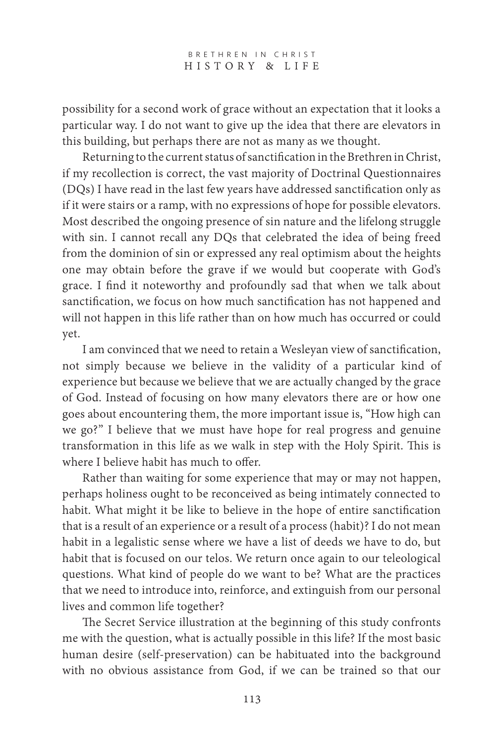possibility for a second work of grace without an expectation that it looks a particular way. I do not want to give up the idea that there are elevators in this building, but perhaps there are not as many as we thought.

Returning to the current status of sanctification in the Brethren in Christ, if my recollection is correct, the vast majority of Doctrinal Questionnaires (DQs) I have read in the last few years have addressed sanctification only as if it were stairs or a ramp, with no expressions of hope for possible elevators. Most described the ongoing presence of sin nature and the lifelong struggle with sin. I cannot recall any DQs that celebrated the idea of being freed from the dominion of sin or expressed any real optimism about the heights one may obtain before the grave if we would but cooperate with God's grace. I find it noteworthy and profoundly sad that when we talk about sanctification, we focus on how much sanctification has not happened and will not happen in this life rather than on how much has occurred or could yet.

I am convinced that we need to retain a Wesleyan view of sanctification, not simply because we believe in the validity of a particular kind of experience but because we believe that we are actually changed by the grace of God. Instead of focusing on how many elevators there are or how one goes about encountering them, the more important issue is, "How high can we go?" I believe that we must have hope for real progress and genuine transformation in this life as we walk in step with the Holy Spirit. This is where I believe habit has much to offer.

Rather than waiting for some experience that may or may not happen, perhaps holiness ought to be reconceived as being intimately connected to habit. What might it be like to believe in the hope of entire sanctification that is a result of an experience or a result of a process (habit)? I do not mean habit in a legalistic sense where we have a list of deeds we have to do, but habit that is focused on our telos. We return once again to our teleological questions. What kind of people do we want to be? What are the practices that we need to introduce into, reinforce, and extinguish from our personal lives and common life together?

The Secret Service illustration at the beginning of this study confronts me with the question, what is actually possible in this life? If the most basic human desire (self-preservation) can be habituated into the background with no obvious assistance from God, if we can be trained so that our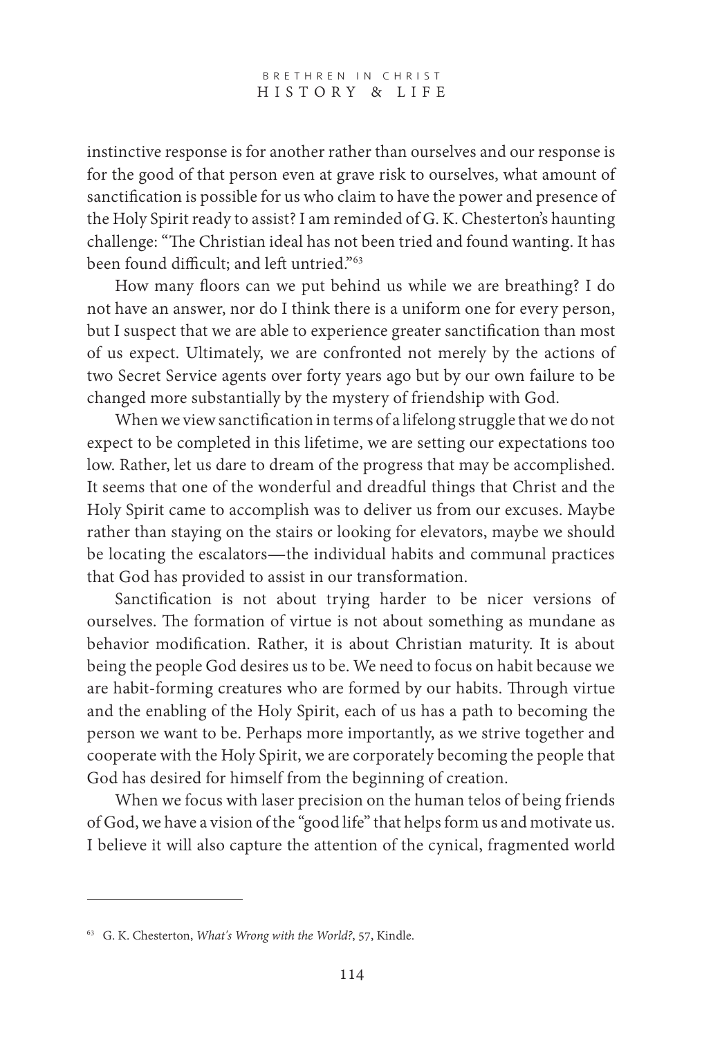instinctive response is for another rather than ourselves and our response is for the good of that person even at grave risk to ourselves, what amount of sanctification is possible for us who claim to have the power and presence of the Holy Spirit ready to assist? I am reminded of G. K. Chesterton's haunting challenge: "The Christian ideal has not been tried and found wanting. It has been found difficult; and left untried."[63]

How many floors can we put behind us while we are breathing? I do not have an answer, nor do I think there is a uniform one for every person, but I suspect that we are able to experience greater sanctification than most of us expect. Ultimately, we are confronted not merely by the actions of two Secret Service agents over forty years ago but by our own failure to be changed more substantially by the mystery of friendship with God.

When we view sanctification in terms of a lifelong struggle that we do not expect to be completed in this lifetime, we are setting our expectations too low. Rather, let us dare to dream of the progress that may be accomplished. It seems that one of the wonderful and dreadful things that Christ and the Holy Spirit came to accomplish was to deliver us from our excuses. Maybe rather than staying on the stairs or looking for elevators, maybe we should be locating the escalators—the individual habits and communal practices that God has provided to assist in our transformation.

Sanctification is not about trying harder to be nicer versions of ourselves. The formation of virtue is not about something as mundane as behavior modification. Rather, it is about Christian maturity. It is about being the people God desires us to be. We need to focus on habit because we are habit-forming creatures who are formed by our habits. Through virtue and the enabling of the Holy Spirit, each of us has a path to becoming the person we want to be. Perhaps more importantly, as we strive together and cooperate with the Holy Spirit, we are corporately becoming the people that God has desired for himself from the beginning of creation.

When we focus with laser precision on the human telos of being friends of God, we have a vision of the "good life" that helps form us and motivate us. I believe it will also capture the attention of the cynical, fragmented world

---

[63] G. K. Chesterton, *What's Wrong with the World?*, 57, Kindle.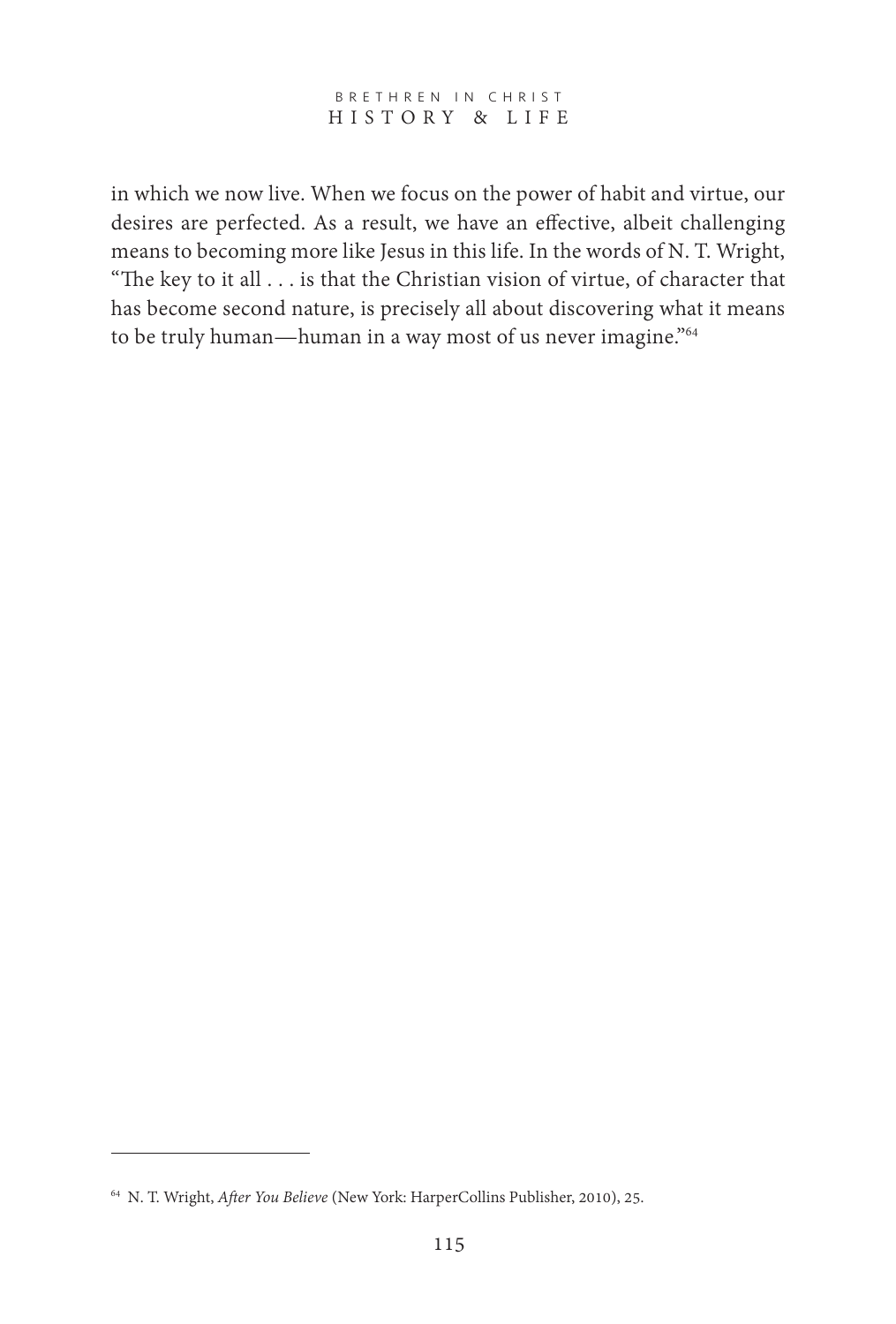in which we now live. When we focus on the power of habit and virtue, our desires are perfected. As a result, we have an effective, albeit challenging means to becoming more like Jesus in this life. In the words of N. T. Wright, "The key to it all . . . is that the Christian vision of virtue, of character that has become second nature, is precisely all about discovering what it means to be truly human—human in a way most of us never imagine."[64]

---

[64] N. T. Wright, *After You Believe* (New York: HarperCollins Publisher, 2010), 25.